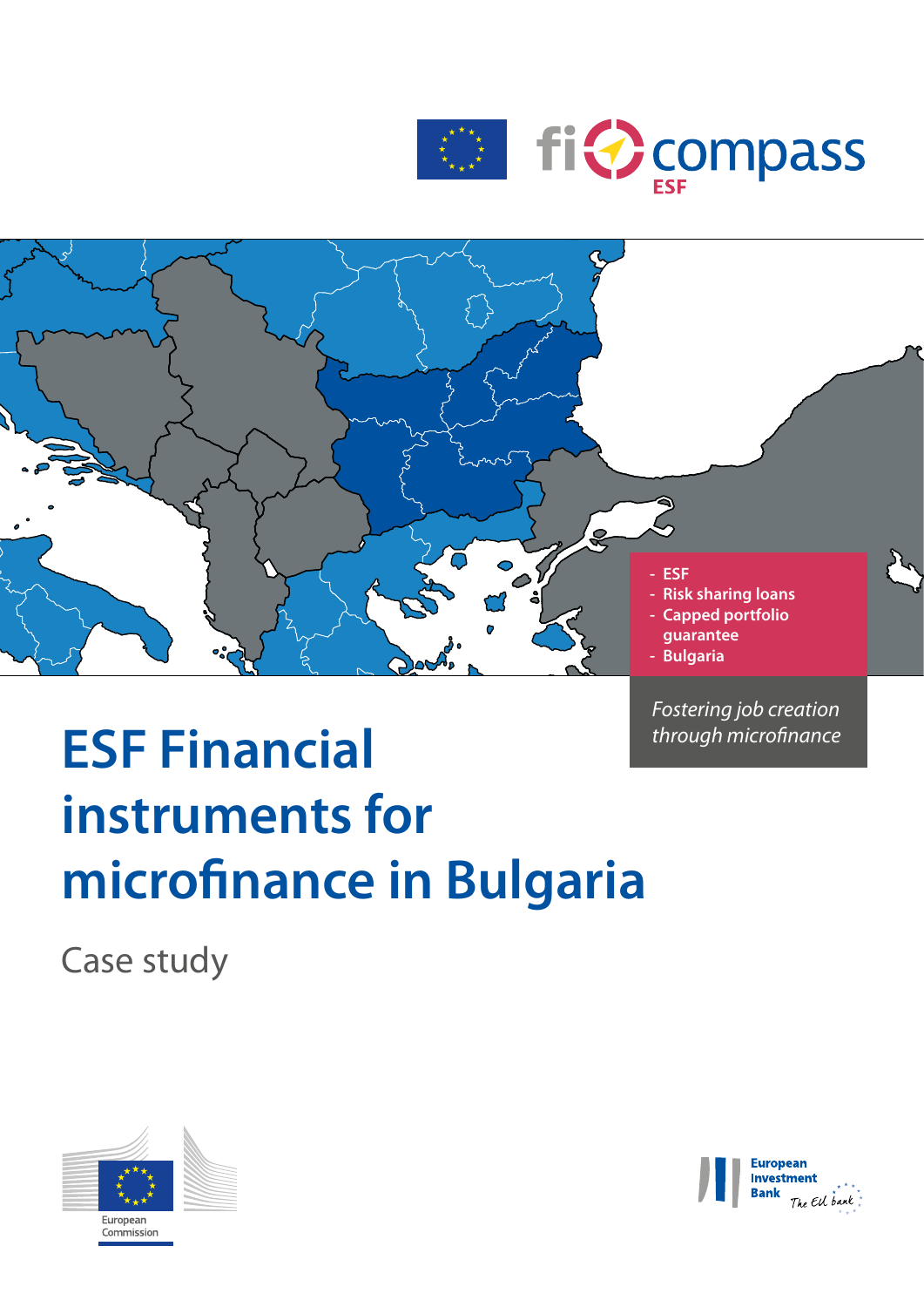fi compass ESF

- ESF
- Risk sharing loans
- Capped portfolio guarantee
- Bulgaria

*Fostering job creation through microfinance*

# ESF Financial instruments for microfinance in Bulgaria

Case study

European Commission

European Investment Bank — The EU bank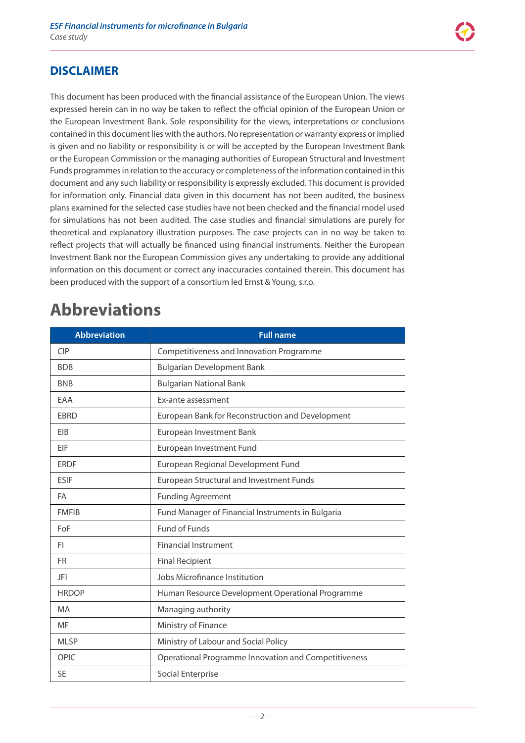## DISCLAIMER

This document has been produced with the financial assistance of the European Union. The views expressed herein can in no way be taken to reflect the official opinion of the European Union or the European Investment Bank. Sole responsibility for the views, interpretations or conclusions contained in this document lies with the authors. No representation or warranty express or implied is given and no liability or responsibility is or will be accepted by the European Investment Bank or the European Commission or the managing authorities of European Structural and Investment Funds programmes in relation to the accuracy or completeness of the information contained in this document and any such liability or responsibility is expressly excluded. This document is provided for information only. Financial data given in this document has not been audited, the business plans examined for the selected case studies have not been checked and the financial model used for simulations has not been audited. The case studies and financial simulations are purely for theoretical and explanatory illustration purposes. The case projects can in no way be taken to reflect projects that will actually be financed using financial instruments. Neither the European Investment Bank nor the European Commission gives any undertaking to provide any additional information on this document or correct any inaccuracies contained therein. This document has been produced with the support of a consortium led Ernst & Young, s.r.o.

# Abbreviations

| Abbreviation | Full name |
|---|---|
| CIP | Competitiveness and Innovation Programme |
| BDB | Bulgarian Development Bank |
| BNB | Bulgarian National Bank |
| EAA | Ex-ante assessment |
| EBRD | European Bank for Reconstruction and Development |
| EIB | European Investment Bank |
| EIF | European Investment Fund |
| ERDF | European Regional Development Fund |
| ESIF | European Structural and Investment Funds |
| FA | Funding Agreement |
| FMFIB | Fund Manager of Financial Instruments in Bulgaria |
| FoF | Fund of Funds |
| FI | Financial Instrument |
| FR | Final Recipient |
| JFI | Jobs Microfinance Institution |
| HRDOP | Human Resource Development Operational Programme |
| MA | Managing authority |
| MF | Ministry of Finance |
| MLSP | Ministry of Labour and Social Policy |
| OPIC | Operational Programme Innovation and Competitiveness |
| SE | Social Enterprise |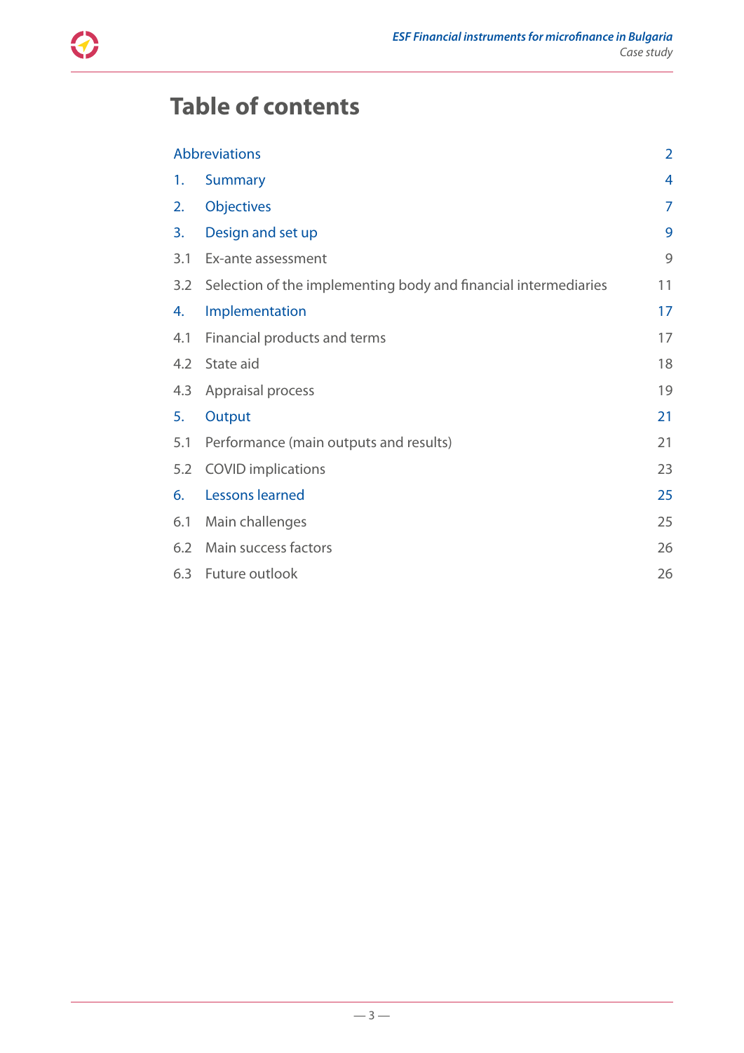# Table of contents

| | | |
|---|---|---|
| Abbreviations | | 2 |
| 1. | Summary | 4 |
| 2. | Objectives | 7 |
| 3. | Design and set up | 9 |
| 3.1 | Ex-ante assessment | 9 |
| 3.2 | Selection of the implementing body and financial intermediaries | 11 |
| 4. | Implementation | 17 |
| 4.1 | Financial products and terms | 17 |
| 4.2 | State aid | 18 |
| 4.3 | Appraisal process | 19 |
| 5. | Output | 21 |
| 5.1 | Performance (main outputs and results) | 21 |
| 5.2 | COVID implications | 23 |
| 6. | Lessons learned | 25 |
| 6.1 | Main challenges | 25 |
| 6.2 | Main success factors | 26 |
| 6.3 | Future outlook | 26 |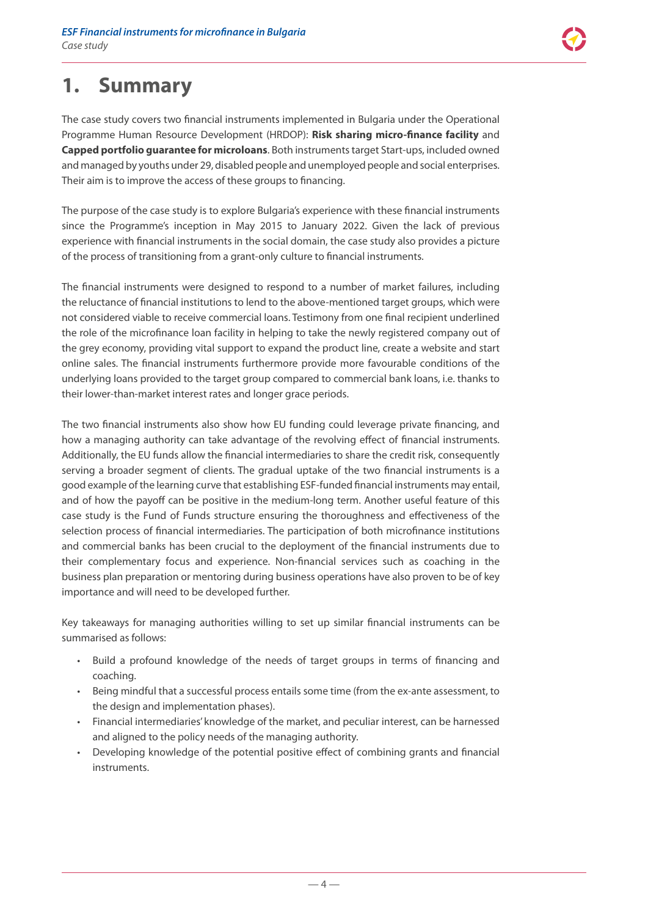# 1. Summary

The case study covers two financial instruments implemented in Bulgaria under the Operational Programme Human Resource Development (HRDOP): **Risk sharing micro-finance facility** and **Capped portfolio guarantee for microloans**. Both instruments target Start-ups, included owned and managed by youths under 29, disabled people and unemployed people and social enterprises. Their aim is to improve the access of these groups to financing.

The purpose of the case study is to explore Bulgaria's experience with these financial instruments since the Programme's inception in May 2015 to January 2022. Given the lack of previous experience with financial instruments in the social domain, the case study also provides a picture of the process of transitioning from a grant-only culture to financial instruments.

The financial instruments were designed to respond to a number of market failures, including the reluctance of financial institutions to lend to the above-mentioned target groups, which were not considered viable to receive commercial loans. Testimony from one final recipient underlined the role of the microfinance loan facility in helping to take the newly registered company out of the grey economy, providing vital support to expand the product line, create a website and start online sales. The financial instruments furthermore provide more favourable conditions of the underlying loans provided to the target group compared to commercial bank loans, i.e. thanks to their lower-than-market interest rates and longer grace periods.

The two financial instruments also show how EU funding could leverage private financing, and how a managing authority can take advantage of the revolving effect of financial instruments. Additionally, the EU funds allow the financial intermediaries to share the credit risk, consequently serving a broader segment of clients. The gradual uptake of the two financial instruments is a good example of the learning curve that establishing ESF-funded financial instruments may entail, and of how the payoff can be positive in the medium-long term. Another useful feature of this case study is the Fund of Funds structure ensuring the thoroughness and effectiveness of the selection process of financial intermediaries. The participation of both microfinance institutions and commercial banks has been crucial to the deployment of the financial instruments due to their complementary focus and experience. Non-financial services such as coaching in the business plan preparation or mentoring during business operations have also proven to be of key importance and will need to be developed further.

Key takeaways for managing authorities willing to set up similar financial instruments can be summarised as follows:

- Build a profound knowledge of the needs of target groups in terms of financing and coaching.
- Being mindful that a successful process entails some time (from the ex-ante assessment, to the design and implementation phases).
- Financial intermediaries' knowledge of the market, and peculiar interest, can be harnessed and aligned to the policy needs of the managing authority.
- Developing knowledge of the potential positive effect of combining grants and financial instruments.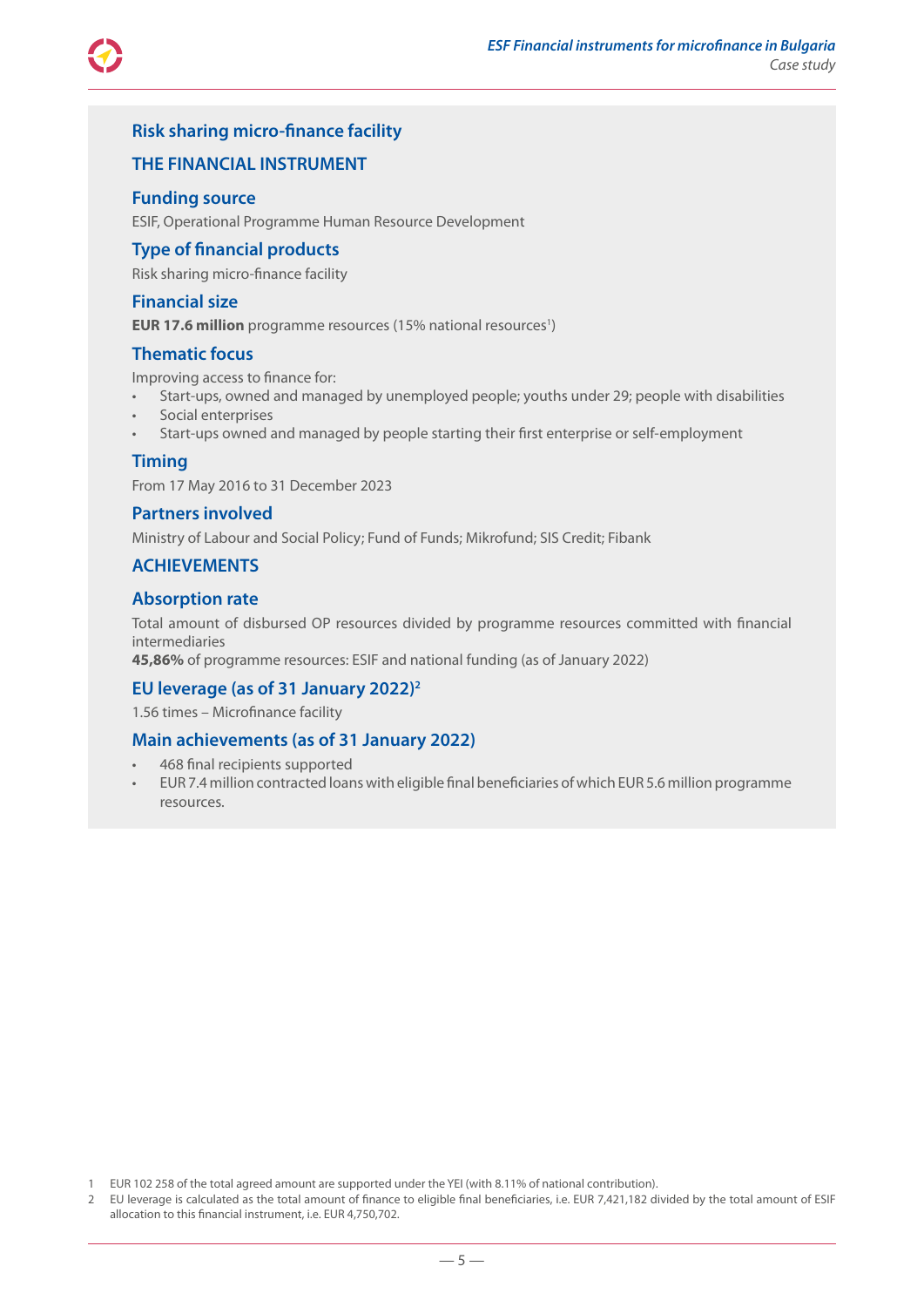## Risk sharing micro-finance facility

### THE FINANCIAL INSTRUMENT

### Funding source

ESIF, Operational Programme Human Resource Development

### Type of financial products

Risk sharing micro-finance facility

### Financial size

**EUR 17.6 million** programme resources (15% national resources[1])

### Thematic focus

Improving access to finance for:

- Start-ups, owned and managed by unemployed people; youths under 29; people with disabilities
- Social enterprises
- Start-ups owned and managed by people starting their first enterprise or self-employment

### Timing

From 17 May 2016 to 31 December 2023

### Partners involved

Ministry of Labour and Social Policy; Fund of Funds; Mikrofund; SIS Credit; Fibank

### ACHIEVEMENTS

### Absorption rate

Total amount of disbursed OP resources divided by programme resources committed with financial intermediaries

**45,86%** of programme resources: ESIF and national funding (as of January 2022)

### EU leverage (as of 31 January 2022)[2]

1.56 times – Microfinance facility

### Main achievements (as of 31 January 2022)

- 468 final recipients supported
- EUR 7.4 million contracted loans with eligible final beneficiaries of which EUR 5.6 million programme resources.

---

1 EUR 102 258 of the total agreed amount are supported under the YEI (with 8.11% of national contribution).

2 EU leverage is calculated as the total amount of finance to eligible final beneficiaries, i.e. EUR 7,421,182 divided by the total amount of ESIF allocation to this financial instrument, i.e. EUR 4,750,702.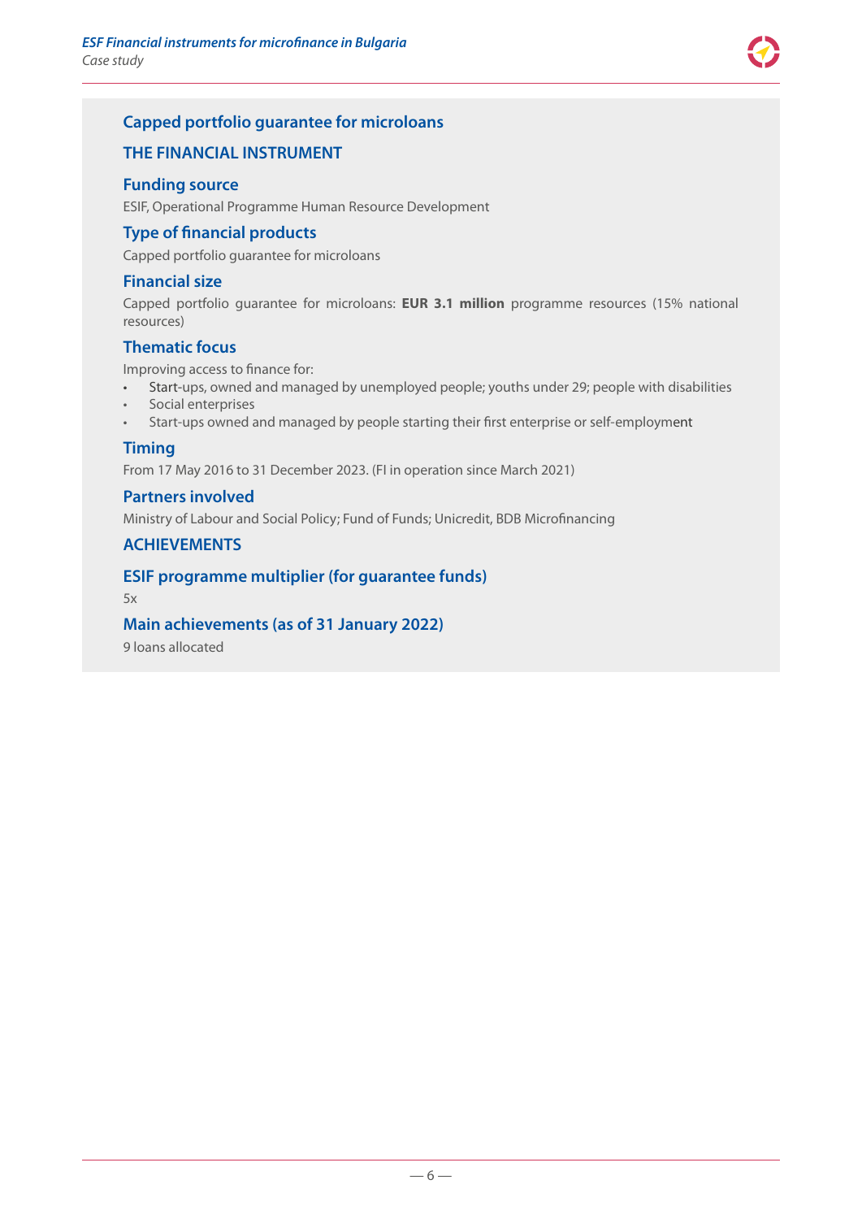## Capped portfolio guarantee for microloans

### THE FINANCIAL INSTRUMENT

### Funding source

ESIF, Operational Programme Human Resource Development

### Type of financial products

Capped portfolio guarantee for microloans

### Financial size

Capped portfolio guarantee for microloans: **EUR 3.1 million** programme resources (15% national resources)

### Thematic focus

Improving access to finance for:

- Start-ups, owned and managed by unemployed people; youths under 29; people with disabilities
- Social enterprises
- Start-ups owned and managed by people starting their first enterprise or self-employment

### Timing

From 17 May 2016 to 31 December 2023. (FI in operation since March 2021)

### Partners involved

Ministry of Labour and Social Policy; Fund of Funds; Unicredit, BDB Microfinancing

### ACHIEVEMENTS

### ESIF programme multiplier (for guarantee funds)

5x

### Main achievements (as of 31 January 2022)

9 loans allocated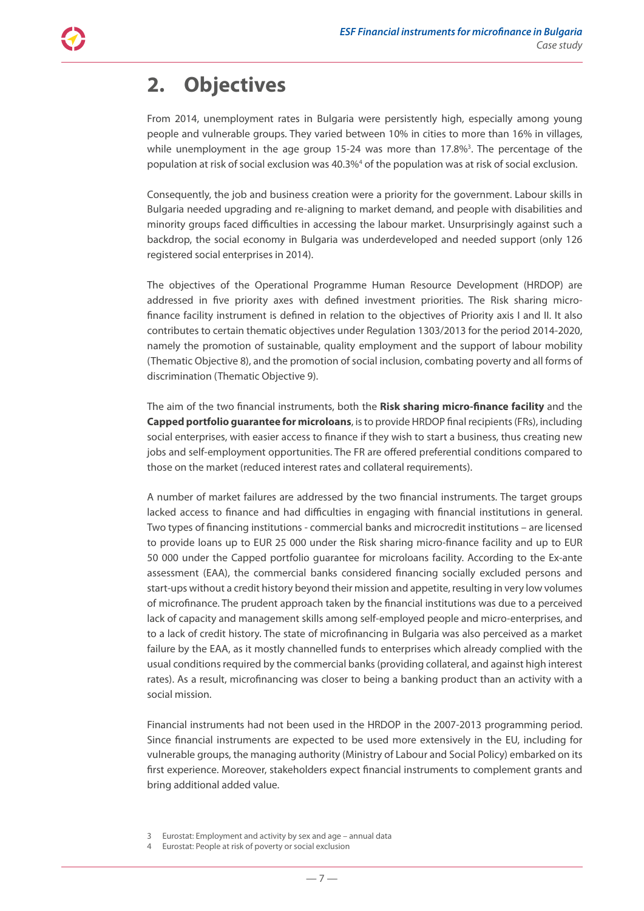# 2. Objectives

From 2014, unemployment rates in Bulgaria were persistently high, especially among young people and vulnerable groups. They varied between 10% in cities to more than 16% in villages, while unemployment in the age group 15-24 was more than 17.8%[3]. The percentage of the population at risk of social exclusion was 40.3%[4] of the population was at risk of social exclusion.

Consequently, the job and business creation were a priority for the government. Labour skills in Bulgaria needed upgrading and re-aligning to market demand, and people with disabilities and minority groups faced difficulties in accessing the labour market. Unsurprisingly against such a backdrop, the social economy in Bulgaria was underdeveloped and needed support (only 126 registered social enterprises in 2014).

The objectives of the Operational Programme Human Resource Development (HRDOP) are addressed in five priority axes with defined investment priorities. The Risk sharing micro-finance facility instrument is defined in relation to the objectives of Priority axis I and II. It also contributes to certain thematic objectives under Regulation 1303/2013 for the period 2014-2020, namely the promotion of sustainable, quality employment and the support of labour mobility (Thematic Objective 8), and the promotion of social inclusion, combating poverty and all forms of discrimination (Thematic Objective 9).

The aim of the two financial instruments, both the **Risk sharing micro-finance facility** and the **Capped portfolio guarantee for microloans**, is to provide HRDOP final recipients (FRs), including social enterprises, with easier access to finance if they wish to start a business, thus creating new jobs and self-employment opportunities. The FR are offered preferential conditions compared to those on the market (reduced interest rates and collateral requirements).

A number of market failures are addressed by the two financial instruments. The target groups lacked access to finance and had difficulties in engaging with financial institutions in general. Two types of financing institutions - commercial banks and microcredit institutions – are licensed to provide loans up to EUR 25 000 under the Risk sharing micro-finance facility and up to EUR 50 000 under the Capped portfolio guarantee for microloans facility. According to the Ex-ante assessment (EAA), the commercial banks considered financing socially excluded persons and start-ups without a credit history beyond their mission and appetite, resulting in very low volumes of microfinance. The prudent approach taken by the financial institutions was due to a perceived lack of capacity and management skills among self-employed people and micro-enterprises, and to a lack of credit history. The state of microfinancing in Bulgaria was also perceived as a market failure by the EAA, as it mostly channelled funds to enterprises which already complied with the usual conditions required by the commercial banks (providing collateral, and against high interest rates). As a result, microfinancing was closer to being a banking product than an activity with a social mission.

Financial instruments had not been used in the HRDOP in the 2007-2013 programming period. Since financial instruments are expected to be used more extensively in the EU, including for vulnerable groups, the managing authority (Ministry of Labour and Social Policy) embarked on its first experience. Moreover, stakeholders expect financial instruments to complement grants and bring additional added value.

3 Eurostat: Employment and activity by sex and age – annual data

4 Eurostat: People at risk of poverty or social exclusion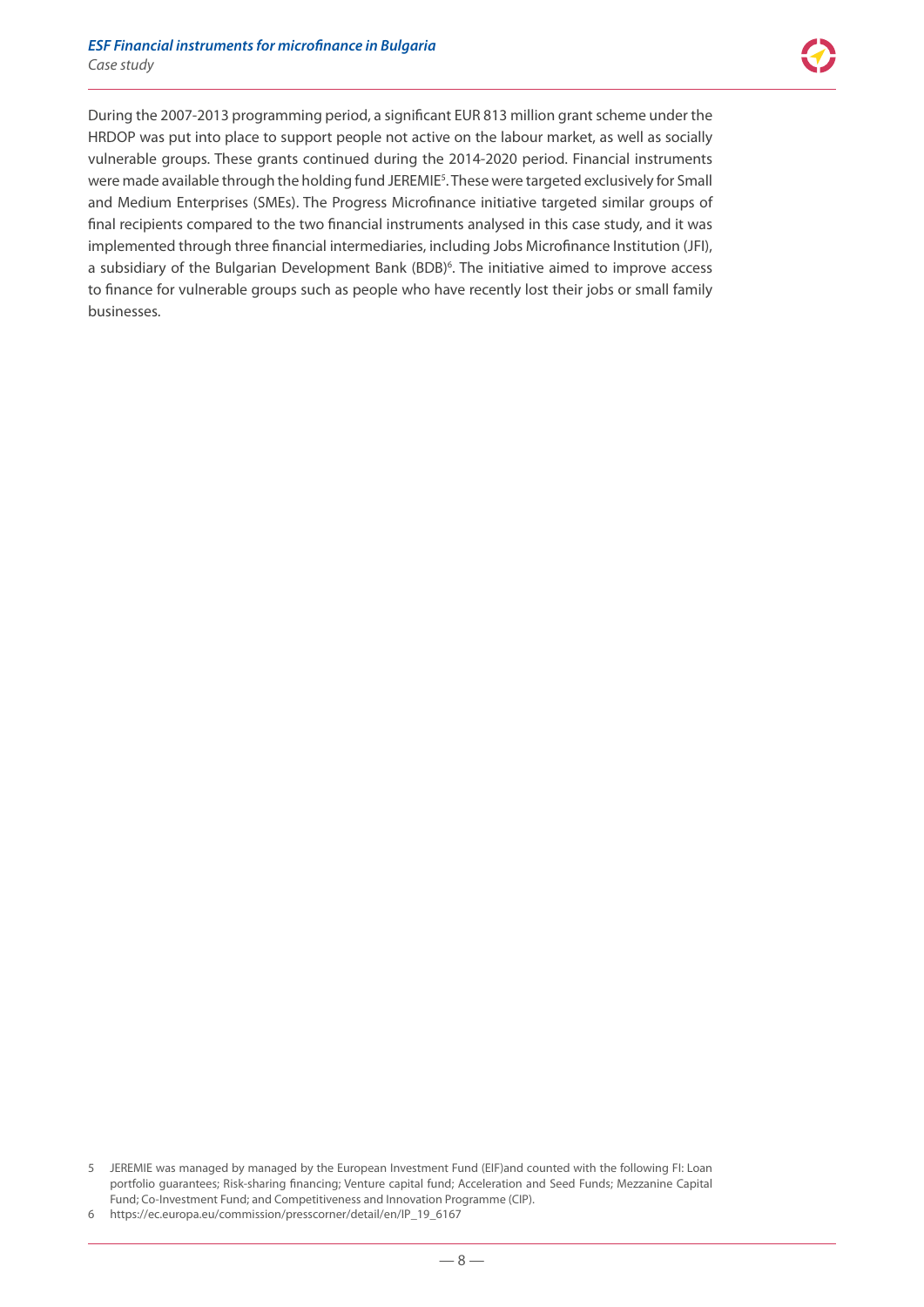During the 2007-2013 programming period, a significant EUR 813 million grant scheme under the HRDOP was put into place to support people not active on the labour market, as well as socially vulnerable groups. These grants continued during the 2014-2020 period. Financial instruments were made available through the holding fund JEREMIE[5]. These were targeted exclusively for Small and Medium Enterprises (SMEs). The Progress Microfinance initiative targeted similar groups of final recipients compared to the two financial instruments analysed in this case study, and it was implemented through three financial intermediaries, including Jobs Microfinance Institution (JFI), a subsidiary of the Bulgarian Development Bank (BDB)[6]. The initiative aimed to improve access to finance for vulnerable groups such as people who have recently lost their jobs or small family businesses.

5 JEREMIE was managed by managed by the European Investment Fund (EIF)and counted with the following FI: Loan portfolio guarantees; Risk-sharing financing; Venture capital fund; Acceleration and Seed Funds; Mezzanine Capital Fund; Co-Investment Fund; and Competitiveness and Innovation Programme (CIP).

6 https://ec.europa.eu/commission/presscorner/detail/en/IP_19_6167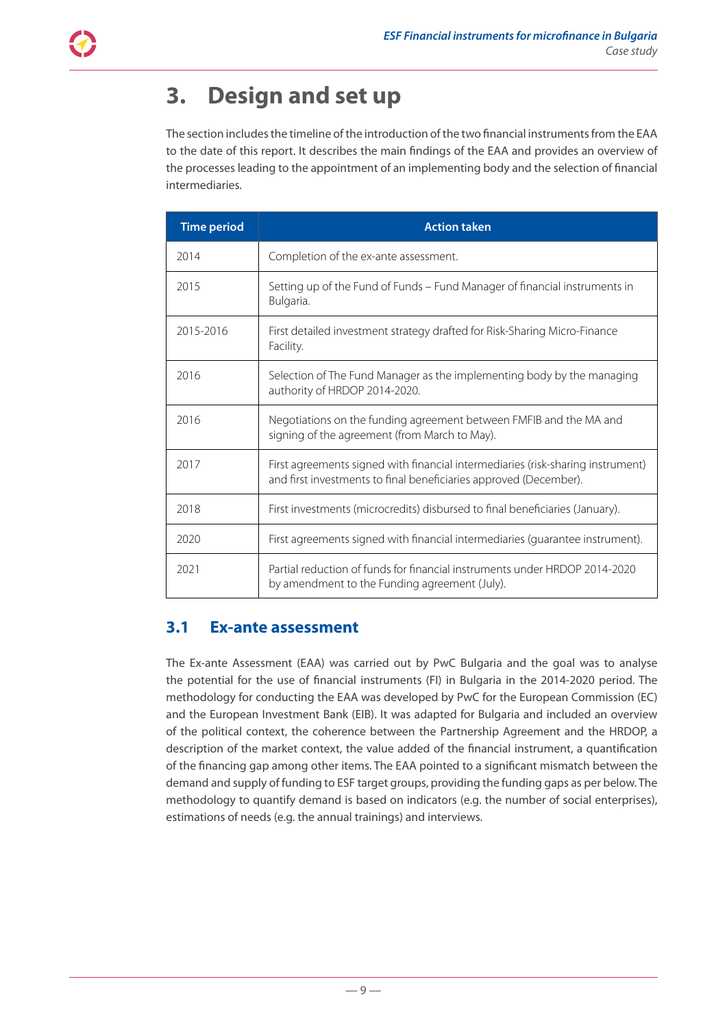# 3. Design and set up

The section includes the timeline of the introduction of the two financial instruments from the EAA to the date of this report. It describes the main findings of the EAA and provides an overview of the processes leading to the appointment of an implementing body and the selection of financial intermediaries.

| Time period | Action taken |
|---|---|
| 2014 | Completion of the ex-ante assessment. |
| 2015 | Setting up of the Fund of Funds – Fund Manager of financial instruments in Bulgaria. |
| 2015-2016 | First detailed investment strategy drafted for Risk-Sharing Micro-Finance Facility. |
| 2016 | Selection of The Fund Manager as the implementing body by the managing authority of HRDOP 2014-2020. |
| 2016 | Negotiations on the funding agreement between FMFIB and the MA and signing of the agreement (from March to May). |
| 2017 | First agreements signed with financial intermediaries (risk-sharing instrument) and first investments to final beneficiaries approved (December). |
| 2018 | First investments (microcredits) disbursed to final beneficiaries (January). |
| 2020 | First agreements signed with financial intermediaries (guarantee instrument). |
| 2021 | Partial reduction of funds for financial instruments under HRDOP 2014-2020 by amendment to the Funding agreement (July). |

## 3.1 Ex-ante assessment

The Ex-ante Assessment (EAA) was carried out by PwC Bulgaria and the goal was to analyse the potential for the use of financial instruments (FI) in Bulgaria in the 2014-2020 period. The methodology for conducting the EAA was developed by PwC for the European Commission (EC) and the European Investment Bank (EIB). It was adapted for Bulgaria and included an overview of the political context, the coherence between the Partnership Agreement and the HRDOP, a description of the market context, the value added of the financial instrument, a quantification of the financing gap among other items. The EAA pointed to a significant mismatch between the demand and supply of funding to ESF target groups, providing the funding gaps as per below. The methodology to quantify demand is based on indicators (e.g. the number of social enterprises), estimations of needs (e.g. the annual trainings) and interviews.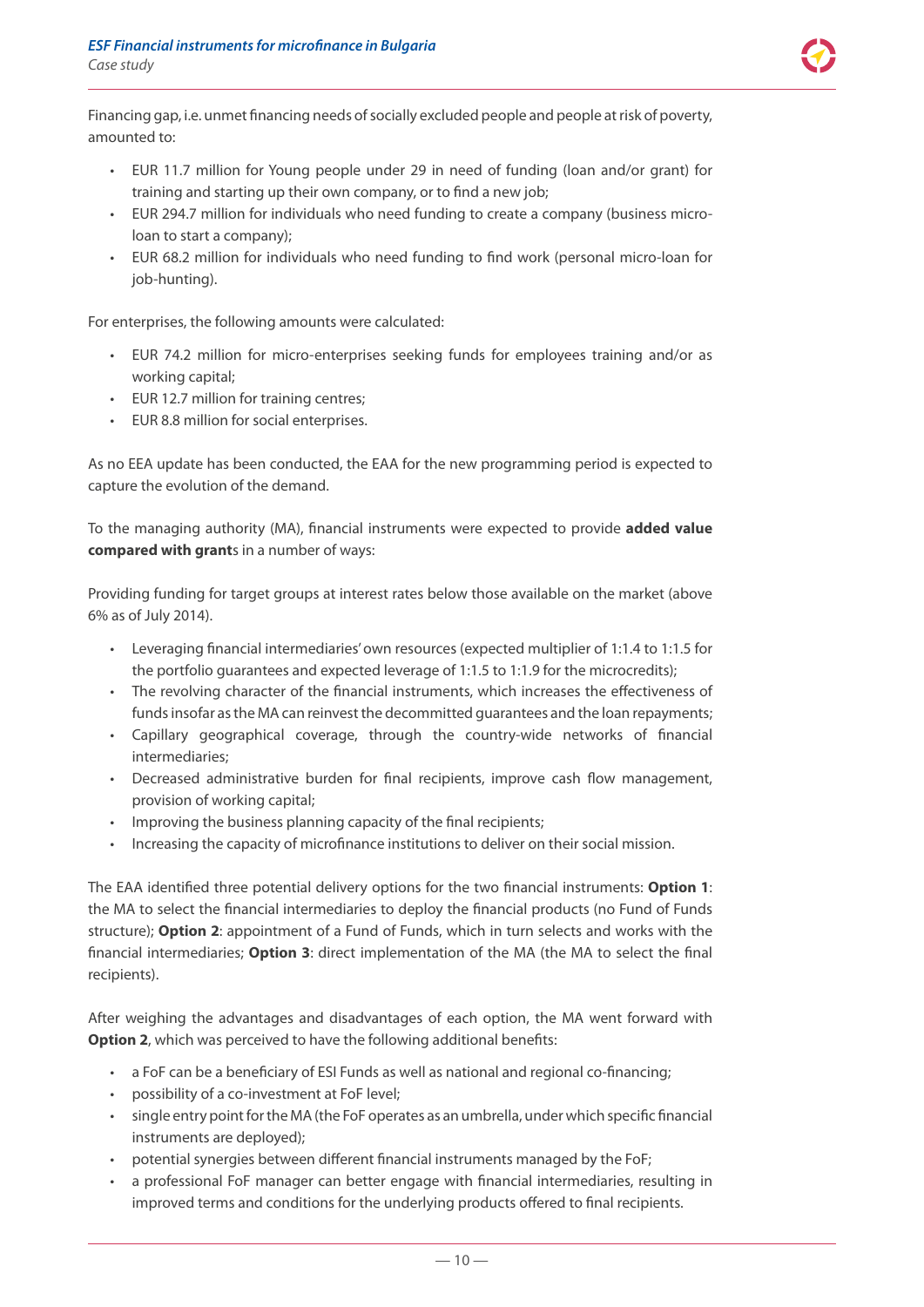Financing gap, i.e. unmet financing needs of socially excluded people and people at risk of poverty, amounted to:

- EUR 11.7 million for Young people under 29 in need of funding (loan and/or grant) for training and starting up their own company, or to find a new job;
- EUR 294.7 million for individuals who need funding to create a company (business micro-loan to start a company);
- EUR 68.2 million for individuals who need funding to find work (personal micro-loan for job-hunting).

For enterprises, the following amounts were calculated:

- EUR 74.2 million for micro-enterprises seeking funds for employees training and/or as working capital;
- EUR 12.7 million for training centres;
- EUR 8.8 million for social enterprises.

As no EEA update has been conducted, the EAA for the new programming period is expected to capture the evolution of the demand.

To the managing authority (MA), financial instruments were expected to provide **added value compared with grant**s in a number of ways:

Providing funding for target groups at interest rates below those available on the market (above 6% as of July 2014).

- Leveraging financial intermediaries' own resources (expected multiplier of 1:1.4 to 1:1.5 for the portfolio guarantees and expected leverage of 1:1.5 to 1:1.9 for the microcredits);
- The revolving character of the financial instruments, which increases the effectiveness of funds insofar as the MA can reinvest the decommitted guarantees and the loan repayments;
- Capillary geographical coverage, through the country-wide networks of financial intermediaries;
- Decreased administrative burden for final recipients, improve cash flow management, provision of working capital;
- Improving the business planning capacity of the final recipients;
- Increasing the capacity of microfinance institutions to deliver on their social mission.

The EAA identified three potential delivery options for the two financial instruments: **Option 1**: the MA to select the financial intermediaries to deploy the financial products (no Fund of Funds structure); **Option 2**: appointment of a Fund of Funds, which in turn selects and works with the financial intermediaries; **Option 3**: direct implementation of the MA (the MA to select the final recipients).

After weighing the advantages and disadvantages of each option, the MA went forward with **Option 2**, which was perceived to have the following additional benefits:

- a FoF can be a beneficiary of ESI Funds as well as national and regional co-financing;
- possibility of a co-investment at FoF level;
- single entry point for the MA (the FoF operates as an umbrella, under which specific financial instruments are deployed);
- potential synergies between different financial instruments managed by the FoF;
- a professional FoF manager can better engage with financial intermediaries, resulting in improved terms and conditions for the underlying products offered to final recipients.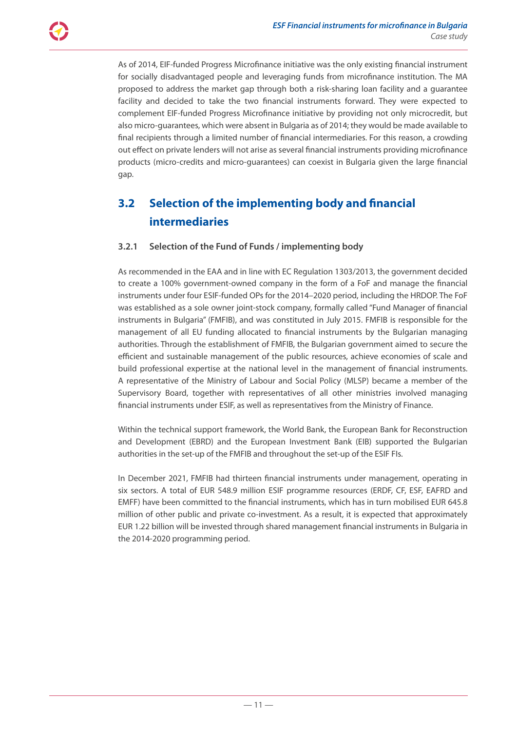As of 2014, EIF-funded Progress Microfinance initiative was the only existing financial instrument for socially disadvantaged people and leveraging funds from microfinance institution. The MA proposed to address the market gap through both a risk-sharing loan facility and a guarantee facility and decided to take the two financial instruments forward. They were expected to complement EIF-funded Progress Microfinance initiative by providing not only microcredit, but also micro-guarantees, which were absent in Bulgaria as of 2014; they would be made available to final recipients through a limited number of financial intermediaries. For this reason, a crowding out effect on private lenders will not arise as several financial instruments providing microfinance products (micro-credits and micro-guarantees) can coexist in Bulgaria given the large financial gap.

## 3.2 Selection of the implementing body and financial intermediaries

### 3.2.1 Selection of the Fund of Funds / implementing body

As recommended in the EAA and in line with EC Regulation 1303/2013, the government decided to create a 100% government-owned company in the form of a FoF and manage the financial instruments under four ESIF-funded OPs for the 2014–2020 period, including the HRDOP. The FoF was established as a sole owner joint-stock company, formally called "Fund Manager of financial instruments in Bulgaria" (FMFIB), and was constituted in July 2015. FMFIB is responsible for the management of all EU funding allocated to financial instruments by the Bulgarian managing authorities. Through the establishment of FMFIB, the Bulgarian government aimed to secure the efficient and sustainable management of the public resources, achieve economies of scale and build professional expertise at the national level in the management of financial instruments. A representative of the Ministry of Labour and Social Policy (MLSP) became a member of the Supervisory Board, together with representatives of all other ministries involved managing financial instruments under ESIF, as well as representatives from the Ministry of Finance.

Within the technical support framework, the World Bank, the European Bank for Reconstruction and Development (EBRD) and the European Investment Bank (EIB) supported the Bulgarian authorities in the set-up of the FMFIB and throughout the set-up of the ESIF FIs.

In December 2021, FMFIB had thirteen financial instruments under management, operating in six sectors. A total of EUR 548.9 million ESIF programme resources (ERDF, CF, ESF, EAFRD and EMFF) have been committed to the financial instruments, which has in turn mobilised EUR 645.8 million of other public and private co-investment. As a result, it is expected that approximately EUR 1.22 billion will be invested through shared management financial instruments in Bulgaria in the 2014-2020 programming period.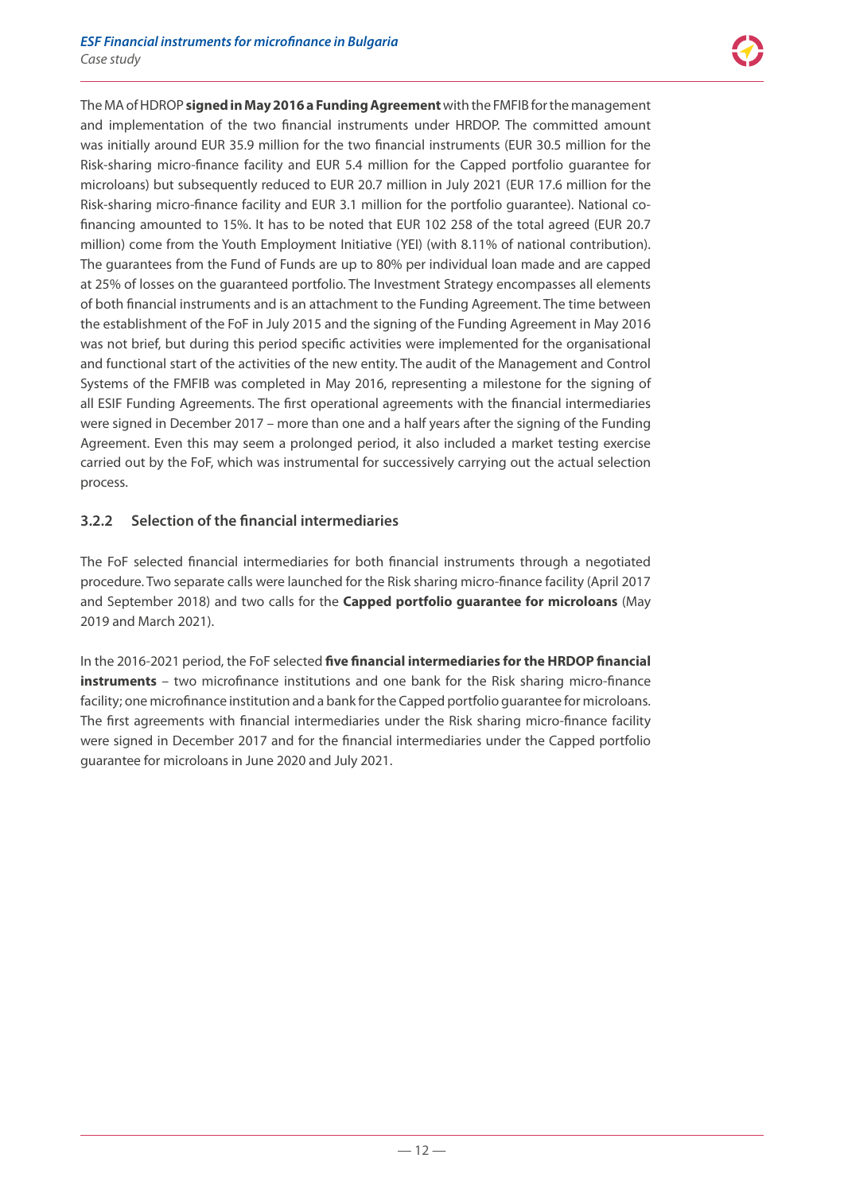The MA of HDROP **signed in May 2016 a Funding Agreement** with the FMFIB for the management and implementation of the two financial instruments under HRDOP. The committed amount was initially around EUR 35.9 million for the two financial instruments (EUR 30.5 million for the Risk-sharing micro-finance facility and EUR 5.4 million for the Capped portfolio guarantee for microloans) but subsequently reduced to EUR 20.7 million in July 2021 (EUR 17.6 million for the Risk-sharing micro-finance facility and EUR 3.1 million for the portfolio guarantee). National co-financing amounted to 15%. It has to be noted that EUR 102 258 of the total agreed (EUR 20.7 million) come from the Youth Employment Initiative (YEI) (with 8.11% of national contribution). The guarantees from the Fund of Funds are up to 80% per individual loan made and are capped at 25% of losses on the guaranteed portfolio. The Investment Strategy encompasses all elements of both financial instruments and is an attachment to the Funding Agreement. The time between the establishment of the FoF in July 2015 and the signing of the Funding Agreement in May 2016 was not brief, but during this period specific activities were implemented for the organisational and functional start of the activities of the new entity. The audit of the Management and Control Systems of the FMFIB was completed in May 2016, representing a milestone for the signing of all ESIF Funding Agreements. The first operational agreements with the financial intermediaries were signed in December 2017 – more than one and a half years after the signing of the Funding Agreement. Even this may seem a prolonged period, it also included a market testing exercise carried out by the FoF, which was instrumental for successively carrying out the actual selection process.

### 3.2.2 Selection of the financial intermediaries

The FoF selected financial intermediaries for both financial instruments through a negotiated procedure. Two separate calls were launched for the Risk sharing micro-finance facility (April 2017 and September 2018) and two calls for the **Capped portfolio guarantee for microloans** (May 2019 and March 2021).

In the 2016-2021 period, the FoF selected **five financial intermediaries for the HRDOP financial instruments** – two microfinance institutions and one bank for the Risk sharing micro-finance facility; one microfinance institution and a bank for the Capped portfolio guarantee for microloans. The first agreements with financial intermediaries under the Risk sharing micro-finance facility were signed in December 2017 and for the financial intermediaries under the Capped portfolio guarantee for microloans in June 2020 and July 2021.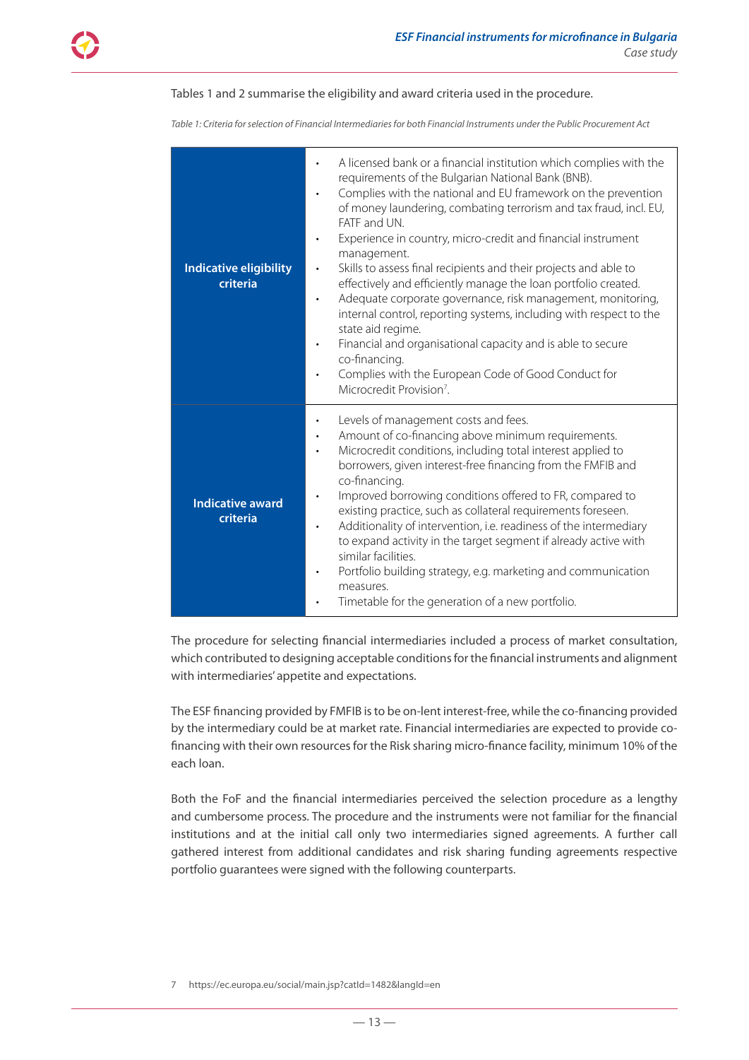Tables 1 and 2 summarise the eligibility and award criteria used in the procedure.

*Table 1: Criteria for selection of Financial Intermediaries for both Financial Instruments under the Public Procurement Act*

| | |
|---|---|
| **Indicative eligibility criteria** | • A licensed bank or a financial institution which complies with the requirements of the Bulgarian National Bank (BNB).<br>• Complies with the national and EU framework on the prevention of money laundering, combating terrorism and tax fraud, incl. EU, FATF and UN.<br>• Experience in country, micro-credit and financial instrument management.<br>• Skills to assess final recipients and their projects and able to effectively and efficiently manage the loan portfolio created.<br>• Adequate corporate governance, risk management, monitoring, internal control, reporting systems, including with respect to the state aid regime.<br>• Financial and organisational capacity and is able to secure co-financing.<br>• Complies with the European Code of Good Conduct for Microcredit Provision[7]. |
| **Indicative award criteria** | • Levels of management costs and fees.<br>• Amount of co-financing above minimum requirements.<br>• Microcredit conditions, including total interest applied to borrowers, given interest-free financing from the FMFIB and co-financing.<br>• Improved borrowing conditions offered to FR, compared to existing practice, such as collateral requirements foreseen.<br>• Additionality of intervention, i.e. readiness of the intermediary to expand activity in the target segment if already active with similar facilities.<br>• Portfolio building strategy, e.g. marketing and communication measures.<br>• Timetable for the generation of a new portfolio. |

The procedure for selecting financial intermediaries included a process of market consultation, which contributed to designing acceptable conditions for the financial instruments and alignment with intermediaries' appetite and expectations.

The ESF financing provided by FMFIB is to be on-lent interest-free, while the co-financing provided by the intermediary could be at market rate. Financial intermediaries are expected to provide co-financing with their own resources for the Risk sharing micro-finance facility, minimum 10% of the each loan.

Both the FoF and the financial intermediaries perceived the selection procedure as a lengthy and cumbersome process. The procedure and the instruments were not familiar for the financial institutions and at the initial call only two intermediaries signed agreements. A further call gathered interest from additional candidates and risk sharing funding agreements respective portfolio guarantees were signed with the following counterparts.

7 https://ec.europa.eu/social/main.jsp?catId=1482&langId=en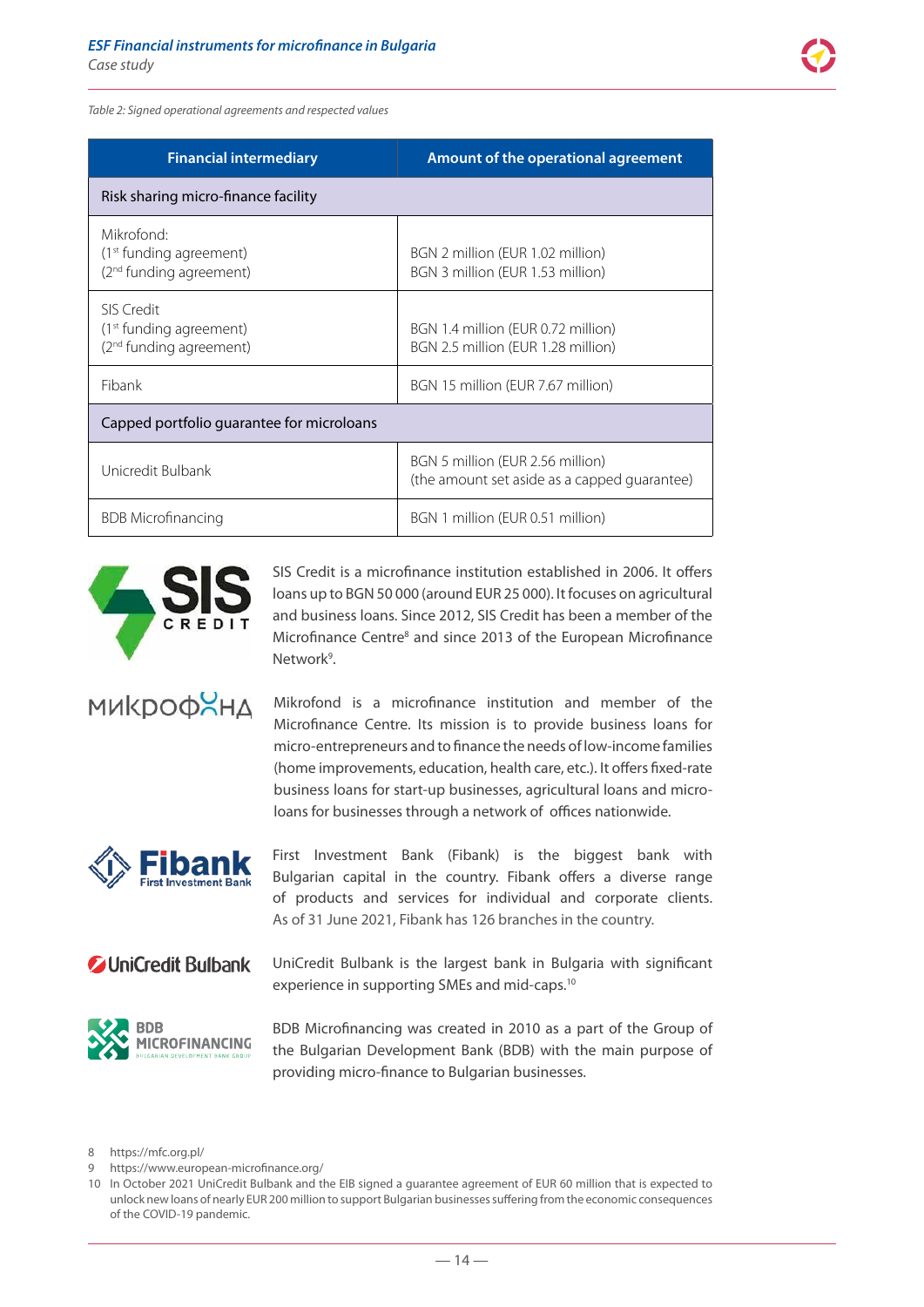*Table 2: Signed operational agreements and respected values*

| Financial intermediary | Amount of the operational agreement |
|---|---|
| Risk sharing micro-finance facility | |
| Mikrofond:<br>(1st funding agreement)<br>(2nd funding agreement) | BGN 2 million (EUR 1.02 million)<br>BGN 3 million (EUR 1.53 million) |
| SIS Credit<br>(1st funding agreement)<br>(2nd funding agreement) | BGN 1.4 million (EUR 0.72 million)<br>BGN 2.5 million (EUR 1.28 million) |
| Fibank | BGN 15 million (EUR 7.67 million) |
| Capped portfolio guarantee for microloans | |
| Unicredit Bulbank | BGN 5 million (EUR 2.56 million)<br>(the amount set aside as a capped guarantee) |
| BDB Microfinancing | BGN 1 million (EUR 0.51 million) |

SIS Credit is a microfinance institution established in 2006. It offers loans up to BGN 50 000 (around EUR 25 000). It focuses on agricultural and business loans. Since 2012, SIS Credit has been a member of the Microfinance Centre[8] and since 2013 of the European Microfinance Network[9].

Mikrofond is a microfinance institution and member of the Microfinance Centre. Its mission is to provide business loans for micro-entrepreneurs and to finance the needs of low-income families (home improvements, education, health care, etc.). It offers fixed-rate business loans for start-up businesses, agricultural loans and micro-loans for businesses through a network of offices nationwide.

First Investment Bank (Fibank) is the biggest bank with Bulgarian capital in the country. Fibank offers a diverse range of products and services for individual and corporate clients. As of 31 June 2021, Fibank has 126 branches in the country.

UniCredit Bulbank is the largest bank in Bulgaria with significant experience in supporting SMEs and mid-caps.[10]

BDB Microfinancing was created in 2010 as a part of the Group of the Bulgarian Development Bank (BDB) with the main purpose of providing micro-finance to Bulgarian businesses.

8 https://mfc.org.pl/

9 https://www.european-microfinance.org/

10 In October 2021 UniCredit Bulbank and the EIB signed a guarantee agreement of EUR 60 million that is expected to unlock new loans of nearly EUR 200 million to support Bulgarian businesses suffering from the economic consequences of the COVID-19 pandemic.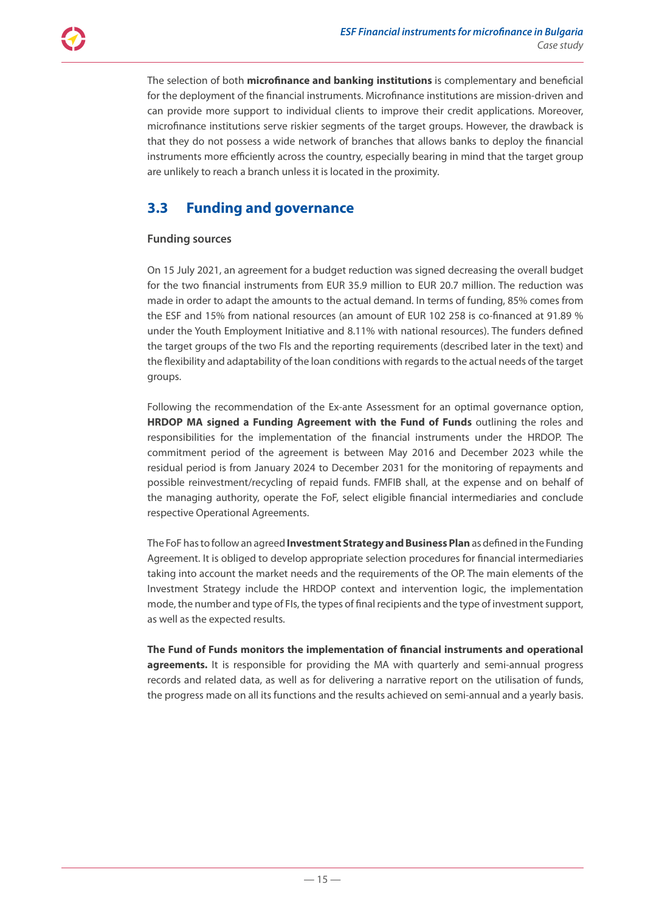The selection of both **microfinance and banking institutions** is complementary and beneficial for the deployment of the financial instruments. Microfinance institutions are mission-driven and can provide more support to individual clients to improve their credit applications. Moreover, microfinance institutions serve riskier segments of the target groups. However, the drawback is that they do not possess a wide network of branches that allows banks to deploy the financial instruments more efficiently across the country, especially bearing in mind that the target group are unlikely to reach a branch unless it is located in the proximity.

## 3.3 Funding and governance

### Funding sources

On 15 July 2021, an agreement for a budget reduction was signed decreasing the overall budget for the two financial instruments from EUR 35.9 million to EUR 20.7 million. The reduction was made in order to adapt the amounts to the actual demand. In terms of funding, 85% comes from the ESF and 15% from national resources (an amount of EUR 102 258 is co-financed at 91.89 % under the Youth Employment Initiative and 8.11% with national resources). The funders defined the target groups of the two FIs and the reporting requirements (described later in the text) and the flexibility and adaptability of the loan conditions with regards to the actual needs of the target groups.

Following the recommendation of the Ex-ante Assessment for an optimal governance option, **HRDOP MA signed a Funding Agreement with the Fund of Funds** outlining the roles and responsibilities for the implementation of the financial instruments under the HRDOP. The commitment period of the agreement is between May 2016 and December 2023 while the residual period is from January 2024 to December 2031 for the monitoring of repayments and possible reinvestment/recycling of repaid funds. FMFIB shall, at the expense and on behalf of the managing authority, operate the FoF, select eligible financial intermediaries and conclude respective Operational Agreements.

The FoF has to follow an agreed **Investment Strategy and Business Plan** as defined in the Funding Agreement. It is obliged to develop appropriate selection procedures for financial intermediaries taking into account the market needs and the requirements of the OP. The main elements of the Investment Strategy include the HRDOP context and intervention logic, the implementation mode, the number and type of FIs, the types of final recipients and the type of investment support, as well as the expected results.

**The Fund of Funds monitors the implementation of financial instruments and operational agreements.** It is responsible for providing the MA with quarterly and semi-annual progress records and related data, as well as for delivering a narrative report on the utilisation of funds, the progress made on all its functions and the results achieved on semi-annual and a yearly basis.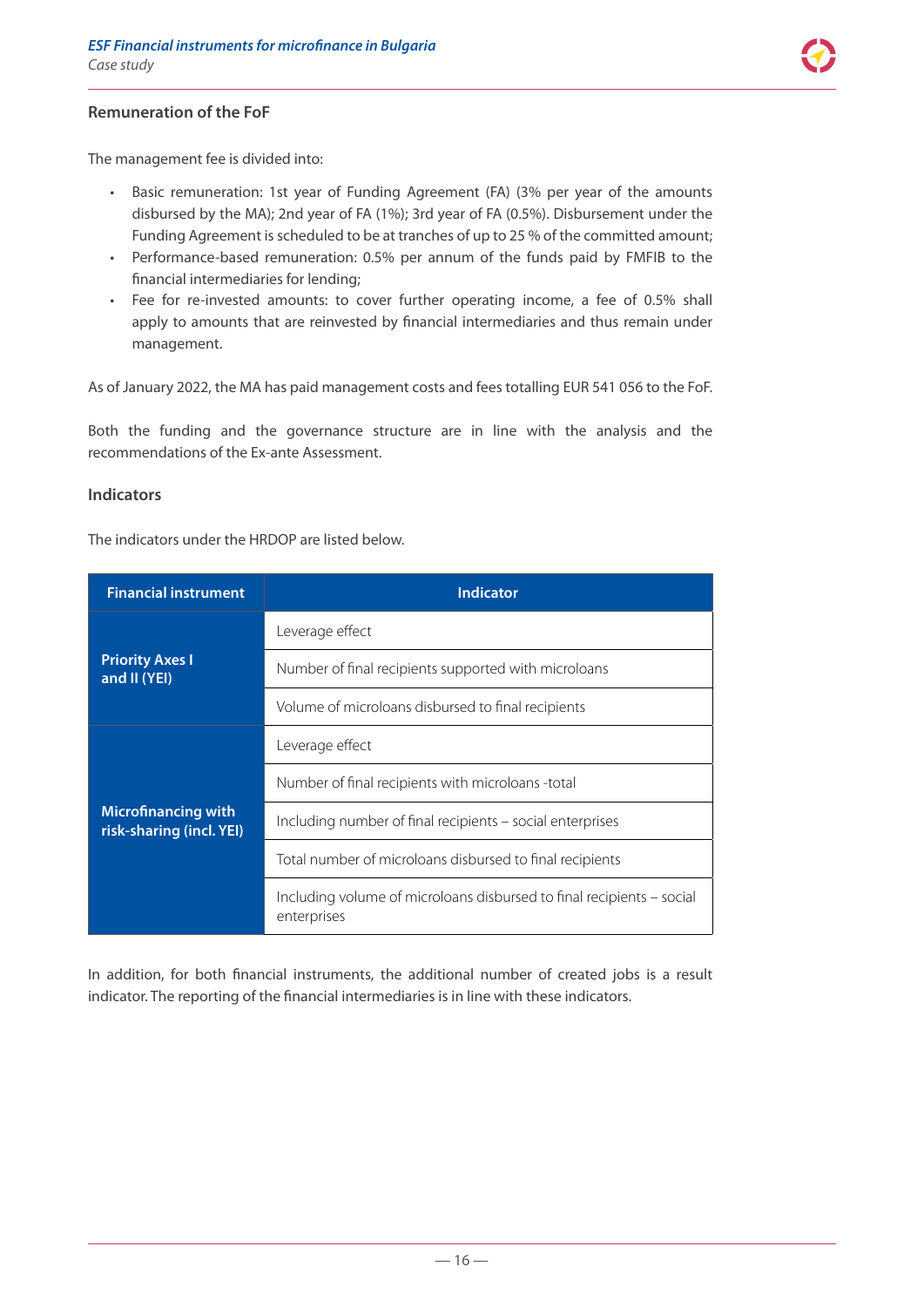### Remuneration of the FoF

The management fee is divided into:

- Basic remuneration: 1st year of Funding Agreement (FA) (3% per year of the amounts disbursed by the MA); 2nd year of FA (1%); 3rd year of FA (0.5%). Disbursement under the Funding Agreement is scheduled to be at tranches of up to 25 % of the committed amount;
- Performance-based remuneration: 0.5% per annum of the funds paid by FMFIB to the financial intermediaries for lending;
- Fee for re-invested amounts: to cover further operating income, a fee of 0.5% shall apply to amounts that are reinvested by financial intermediaries and thus remain under management.

As of January 2022, the MA has paid management costs and fees totalling EUR 541 056 to the FoF.

Both the funding and the governance structure are in line with the analysis and the recommendations of the Ex-ante Assessment.

### Indicators

The indicators under the HRDOP are listed below.

| Financial instrument | Indicator |
|---|---|
| Priority Axes I and II (YEI) | Leverage effect |
| | Number of final recipients supported with microloans |
| | Volume of microloans disbursed to final recipients |
| Microfinancing with risk-sharing (incl. YEI) | Leverage effect |
| | Number of final recipients with microloans -total |
| | Including number of final recipients – social enterprises |
| | Total number of microloans disbursed to final recipients |
| | Including volume of microloans disbursed to final recipients – social enterprises |

In addition, for both financial instruments, the additional number of created jobs is a result indicator. The reporting of the financial intermediaries is in line with these indicators.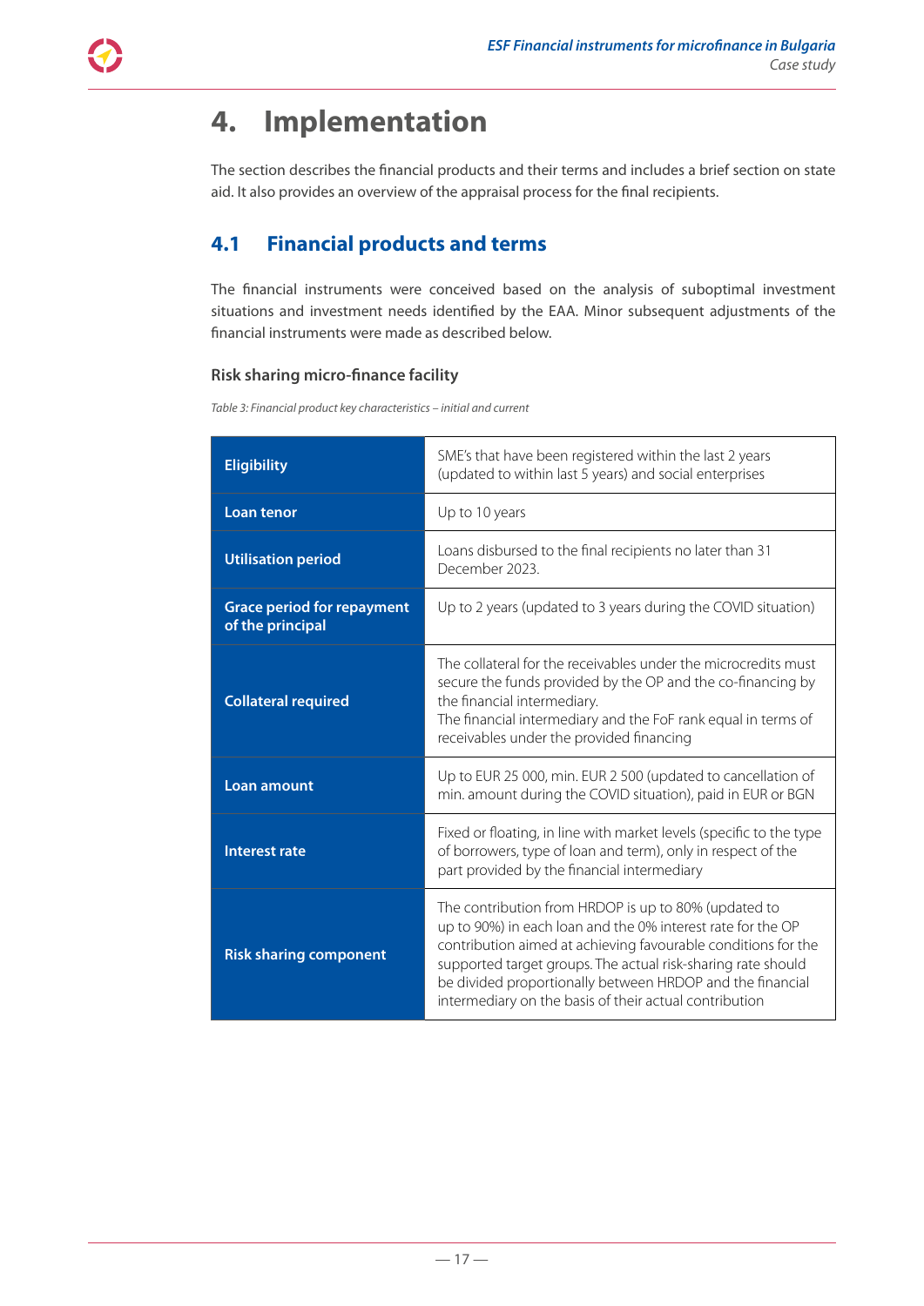# 4. Implementation

The section describes the financial products and their terms and includes a brief section on state aid. It also provides an overview of the appraisal process for the final recipients.

## 4.1 Financial products and terms

The financial instruments were conceived based on the analysis of suboptimal investment situations and investment needs identified by the EAA. Minor subsequent adjustments of the financial instruments were made as described below.

### Risk sharing micro-finance facility

*Table 3: Financial product key characteristics – initial and current*

| | |
|---|---|
| **Eligibility** | SME's that have been registered within the last 2 years (updated to within last 5 years) and social enterprises |
| **Loan tenor** | Up to 10 years |
| **Utilisation period** | Loans disbursed to the final recipients no later than 31 December 2023. |
| **Grace period for repayment of the principal** | Up to 2 years (updated to 3 years during the COVID situation) |
| **Collateral required** | The collateral for the receivables under the microcredits must secure the funds provided by the OP and the co-financing by the financial intermediary.<br>The financial intermediary and the FoF rank equal in terms of receivables under the provided financing |
| **Loan amount** | Up to EUR 25 000, min. EUR 2 500 (updated to cancellation of min. amount during the COVID situation), paid in EUR or BGN |
| **Interest rate** | Fixed or floating, in line with market levels (specific to the type of borrowers, type of loan and term), only in respect of the part provided by the financial intermediary |
| **Risk sharing component** | The contribution from HRDOP is up to 80% (updated to up to 90%) in each loan and the 0% interest rate for the OP contribution aimed at achieving favourable conditions for the supported target groups. The actual risk-sharing rate should be divided proportionally between HRDOP and the financial intermediary on the basis of their actual contribution |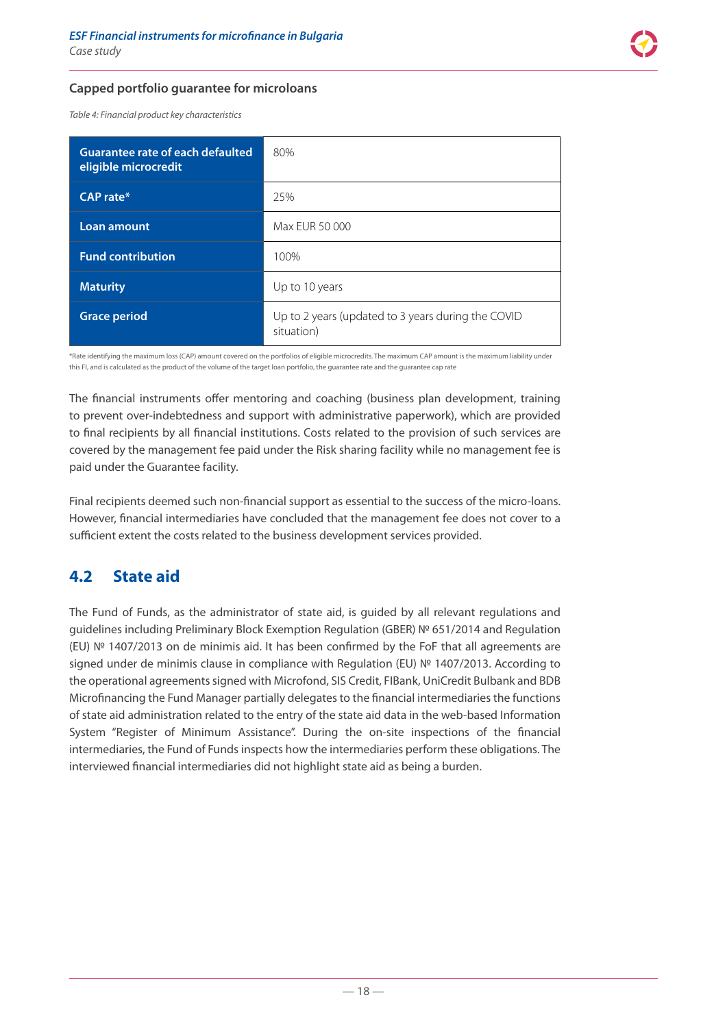### Capped portfolio guarantee for microloans

*Table 4: Financial product key characteristics*

| | |
|---|---|
| **Guarantee rate of each defaulted eligible microcredit** | 80% |
| **CAP rate*** | 25% |
| **Loan amount** | Max EUR 50 000 |
| **Fund contribution** | 100% |
| **Maturity** | Up to 10 years |
| **Grace period** | Up to 2 years (updated to 3 years during the COVID situation) |

*Rate identifying the maximum loss (CAP) amount covered on the portfolios of eligible microcredits. The maximum CAP amount is the maximum liability under this FI, and is calculated as the product of the volume of the target loan portfolio, the guarantee rate and the guarantee cap rate

The financial instruments offer mentoring and coaching (business plan development, training to prevent over-indebtedness and support with administrative paperwork), which are provided to final recipients by all financial institutions. Costs related to the provision of such services are covered by the management fee paid under the Risk sharing facility while no management fee is paid under the Guarantee facility.

Final recipients deemed such non-financial support as essential to the success of the micro-loans. However, financial intermediaries have concluded that the management fee does not cover to a sufficient extent the costs related to the business development services provided.

## 4.2 State aid

The Fund of Funds, as the administrator of state aid, is guided by all relevant regulations and guidelines including Preliminary Block Exemption Regulation (GBER) № 651/2014 and Regulation (EU) № 1407/2013 on de minimis aid. It has been confirmed by the FoF that all agreements are signed under de minimis clause in compliance with Regulation (EU) № 1407/2013. According to the operational agreements signed with Microfond, SIS Credit, FIBank, UniCredit Bulbank and BDB Microfinancing the Fund Manager partially delegates to the financial intermediaries the functions of state aid administration related to the entry of the state aid data in the web-based Information System "Register of Minimum Assistance". During the on-site inspections of the financial intermediaries, the Fund of Funds inspects how the intermediaries perform these obligations. The interviewed financial intermediaries did not highlight state aid as being a burden.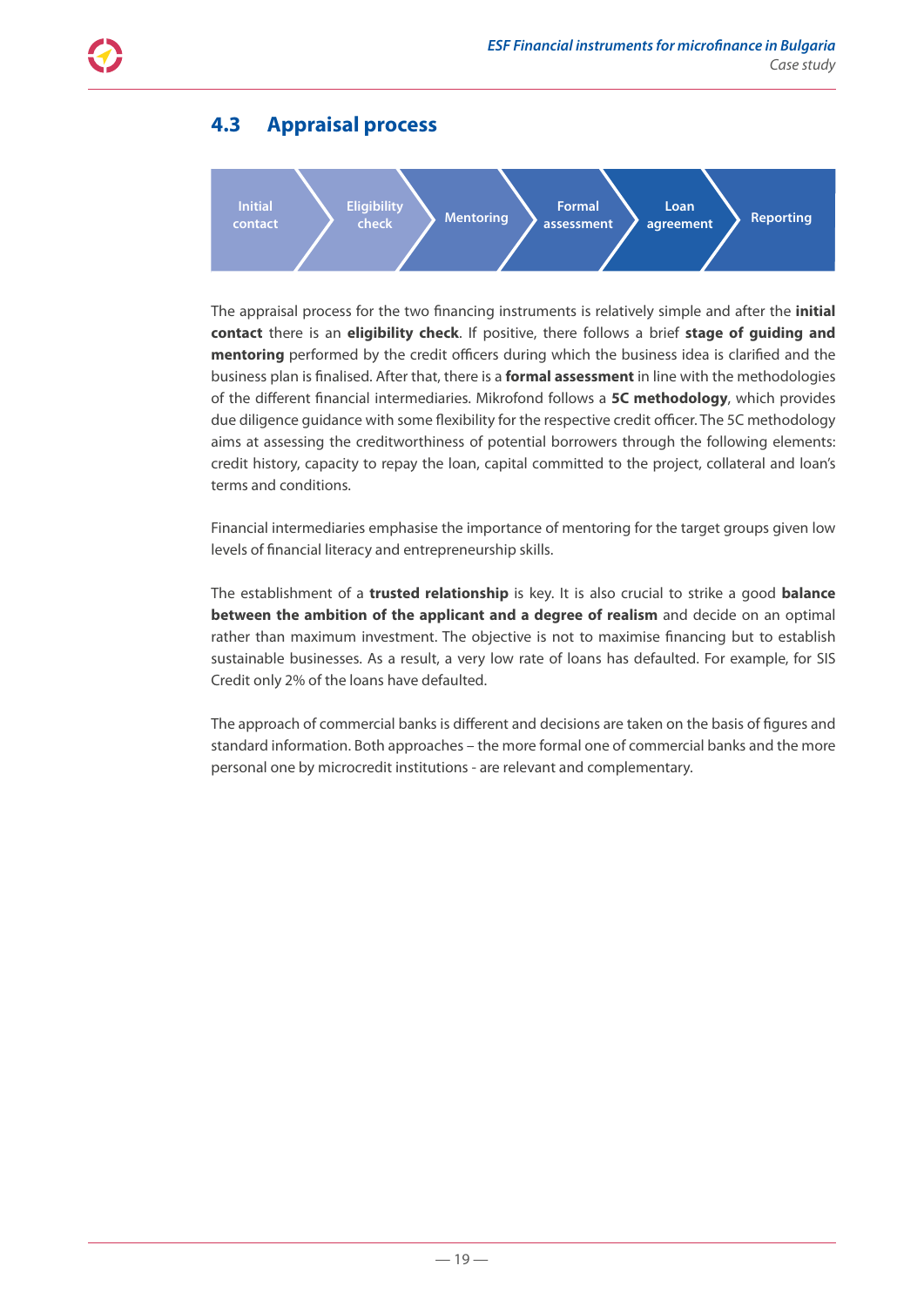## 4.3 Appraisal process

Initial contact → Eligibility check → Mentoring → Formal assessment → Loan agreement → Reporting

The appraisal process for the two financing instruments is relatively simple and after the **initial contact** there is an **eligibility check**. If positive, there follows a brief **stage of guiding and mentoring** performed by the credit officers during which the business idea is clarified and the business plan is finalised. After that, there is a **formal assessment** in line with the methodologies of the different financial intermediaries. Mikrofond follows a **5C methodology**, which provides due diligence guidance with some flexibility for the respective credit officer. The 5C methodology aims at assessing the creditworthiness of potential borrowers through the following elements: credit history, capacity to repay the loan, capital committed to the project, collateral and loan's terms and conditions.

Financial intermediaries emphasise the importance of mentoring for the target groups given low levels of financial literacy and entrepreneurship skills.

The establishment of a **trusted relationship** is key. It is also crucial to strike a good **balance between the ambition of the applicant and a degree of realism** and decide on an optimal rather than maximum investment. The objective is not to maximise financing but to establish sustainable businesses. As a result, a very low rate of loans has defaulted. For example, for SIS Credit only 2% of the loans have defaulted.

The approach of commercial banks is different and decisions are taken on the basis of figures and standard information. Both approaches – the more formal one of commercial banks and the more personal one by microcredit institutions - are relevant and complementary.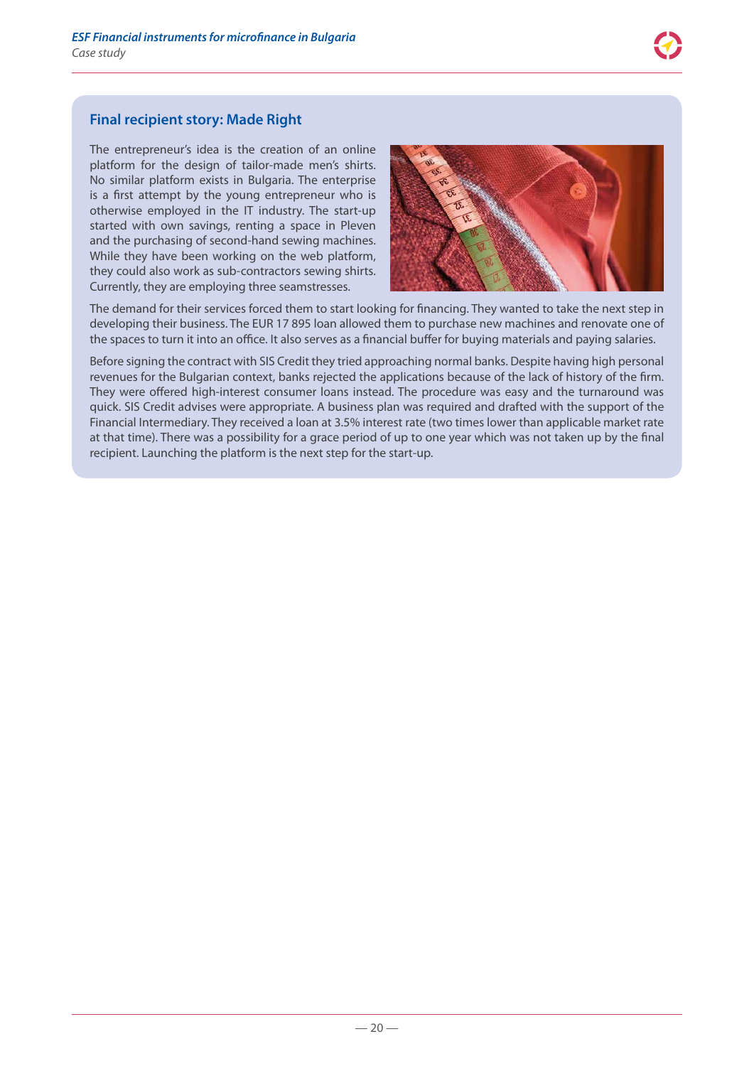## Final recipient story: Made Right

The entrepreneur's idea is the creation of an online platform for the design of tailor-made men's shirts. No similar platform exists in Bulgaria. The enterprise is a first attempt by the young entrepreneur who is otherwise employed in the IT industry. The start-up started with own savings, renting a space in Pleven and the purchasing of second-hand sewing machines. While they have been working on the web platform, they could also work as sub-contractors sewing shirts. Currently, they are employing three seamstresses.

The demand for their services forced them to start looking for financing. They wanted to take the next step in developing their business. The EUR 17 895 loan allowed them to purchase new machines and renovate one of the spaces to turn it into an office. It also serves as a financial buffer for buying materials and paying salaries.

Before signing the contract with SIS Credit they tried approaching normal banks. Despite having high personal revenues for the Bulgarian context, banks rejected the applications because of the lack of history of the firm. They were offered high-interest consumer loans instead. The procedure was easy and the turnaround was quick. SIS Credit advises were appropriate. A business plan was required and drafted with the support of the Financial Intermediary. They received a loan at 3.5% interest rate (two times lower than applicable market rate at that time). There was a possibility for a grace period of up to one year which was not taken up by the final recipient. Launching the platform is the next step for the start-up.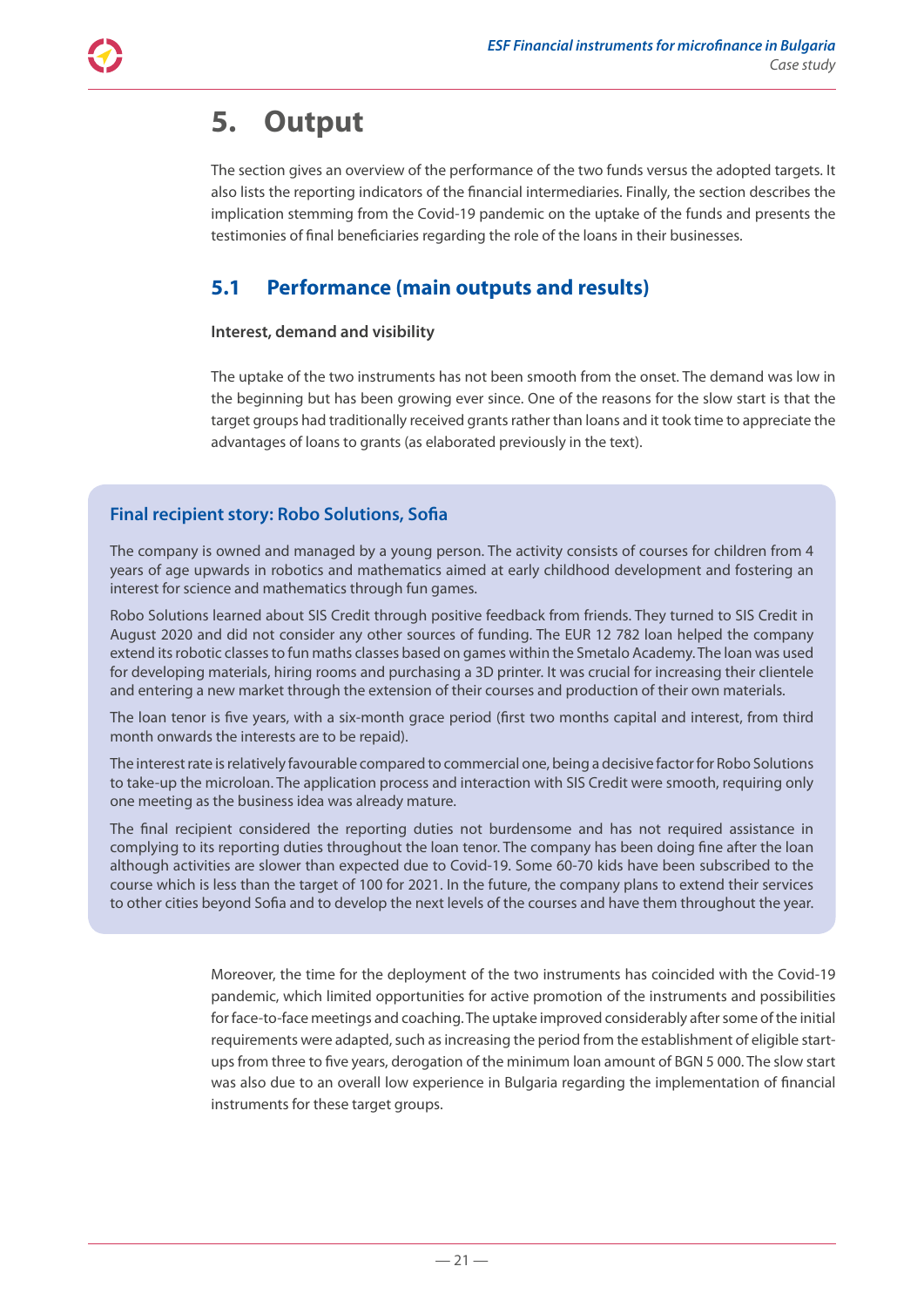# 5. Output

The section gives an overview of the performance of the two funds versus the adopted targets. It also lists the reporting indicators of the financial intermediaries. Finally, the section describes the implication stemming from the Covid-19 pandemic on the uptake of the funds and presents the testimonies of final beneficiaries regarding the role of the loans in their businesses.

## 5.1 Performance (main outputs and results)

**Interest, demand and visibility**

The uptake of the two instruments has not been smooth from the onset. The demand was low in the beginning but has been growing ever since. One of the reasons for the slow start is that the target groups had traditionally received grants rather than loans and it took time to appreciate the advantages of loans to grants (as elaborated previously in the text).

### Final recipient story: Robo Solutions, Sofia

The company is owned and managed by a young person. The activity consists of courses for children from 4 years of age upwards in robotics and mathematics aimed at early childhood development and fostering an interest for science and mathematics through fun games.

Robo Solutions learned about SIS Credit through positive feedback from friends. They turned to SIS Credit in August 2020 and did not consider any other sources of funding. The EUR 12 782 loan helped the company extend its robotic classes to fun maths classes based on games within the Smetalo Academy. The loan was used for developing materials, hiring rooms and purchasing a 3D printer. It was crucial for increasing their clientele and entering a new market through the extension of their courses and production of their own materials.

The loan tenor is five years, with a six-month grace period (first two months capital and interest, from third month onwards the interests are to be repaid).

The interest rate is relatively favourable compared to commercial one, being a decisive factor for Robo Solutions to take-up the microloan. The application process and interaction with SIS Credit were smooth, requiring only one meeting as the business idea was already mature.

The final recipient considered the reporting duties not burdensome and has not required assistance in complying to its reporting duties throughout the loan tenor. The company has been doing fine after the loan although activities are slower than expected due to Covid-19. Some 60-70 kids have been subscribed to the course which is less than the target of 100 for 2021. In the future, the company plans to extend their services to other cities beyond Sofia and to develop the next levels of the courses and have them throughout the year.

Moreover, the time for the deployment of the two instruments has coincided with the Covid-19 pandemic, which limited opportunities for active promotion of the instruments and possibilities for face-to-face meetings and coaching. The uptake improved considerably after some of the initial requirements were adapted, such as increasing the period from the establishment of eligible start-ups from three to five years, derogation of the minimum loan amount of BGN 5 000. The slow start was also due to an overall low experience in Bulgaria regarding the implementation of financial instruments for these target groups.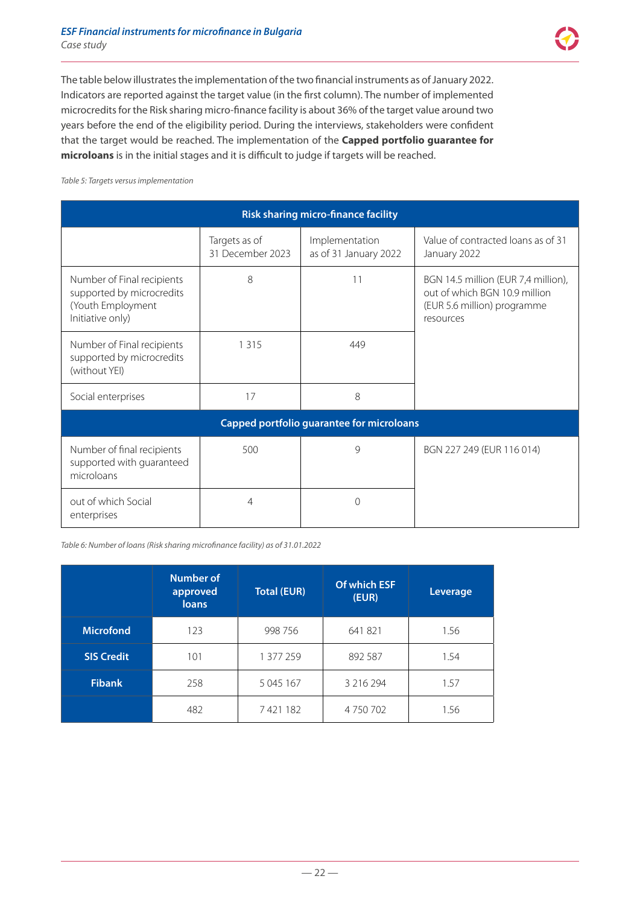The table below illustrates the implementation of the two financial instruments as of January 2022. Indicators are reported against the target value (in the first column). The number of implemented microcredits for the Risk sharing micro-finance facility is about 36% of the target value around two years before the end of the eligibility period. During the interviews, stakeholders were confident that the target would be reached. The implementation of the **Capped portfolio guarantee for microloans** is in the initial stages and it is difficult to judge if targets will be reached.

*Table 5: Targets versus implementation*

| Risk sharing micro-finance facility | | | |
|---|---|---|---|
| | Targets as of 31 December 2023 | Implementation as of 31 January 2022 | Value of contracted loans as of 31 January 2022 |
| Number of Final recipients supported by microcredits (Youth Employment Initiative only) | 8 | 11 | BGN 14.5 million (EUR 7,4 million), out of which BGN 10.9 million (EUR 5.6 million) programme resources |
| Number of Final recipients supported by microcredits (without YEI) | 1 315 | 449 | |
| Social enterprises | 17 | 8 | |
| **Capped portfolio guarantee for microloans** | | | |
| Number of final recipients supported with guaranteed microloans | 500 | 9 | BGN 227 249 (EUR 116 014) |
| out of which Social enterprises | 4 | 0 | |

*Table 6: Number of loans (Risk sharing microfinance facility) as of 31.01.2022*

| | Number of approved loans | Total (EUR) | Of which ESF (EUR) | Leverage |
|---|---|---|---|---|
| **Microfond** | 123 | 998 756 | 641 821 | 1.56 |
| **SIS Credit** | 101 | 1 377 259 | 892 587 | 1.54 |
| **Fibank** | 258 | 5 045 167 | 3 216 294 | 1.57 |
| | 482 | 7 421 182 | 4 750 702 | 1.56 |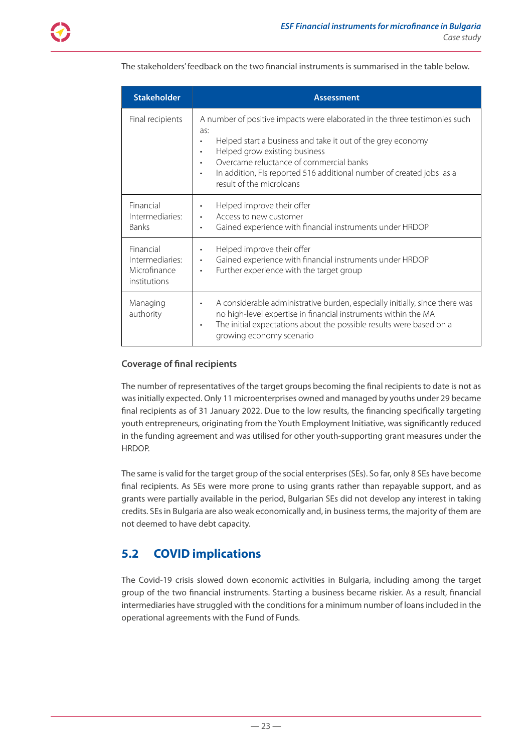The stakeholders' feedback on the two financial instruments is summarised in the table below.

| Stakeholder | Assessment |
|---|---|
| Final recipients | A number of positive impacts were elaborated in the three testimonies such as:<br>• Helped start a business and take it out of the grey economy<br>• Helped grow existing business<br>• Overcame reluctance of commercial banks<br>• In addition, FIs reported 516 additional number of created jobs as a result of the microloans |
| Financial Intermediaries: Banks | • Helped improve their offer<br>• Access to new customer<br>• Gained experience with financial instruments under HRDOP |
| Financial Intermediaries: Microfinance institutions | • Helped improve their offer<br>• Gained experience with financial instruments under HRDOP<br>• Further experience with the target group |
| Managing authority | • A considerable administrative burden, especially initially, since there was no high-level expertise in financial instruments within the MA<br>• The initial expectations about the possible results were based on a growing economy scenario |

### Coverage of final recipients

The number of representatives of the target groups becoming the final recipients to date is not as was initially expected. Only 11 microenterprises owned and managed by youths under 29 became final recipients as of 31 January 2022. Due to the low results, the financing specifically targeting youth entrepreneurs, originating from the Youth Employment Initiative, was significantly reduced in the funding agreement and was utilised for other youth-supporting grant measures under the HRDOP.

The same is valid for the target group of the social enterprises (SEs). So far, only 8 SEs have become final recipients. As SEs were more prone to using grants rather than repayable support, and as grants were partially available in the period, Bulgarian SEs did not develop any interest in taking credits. SEs in Bulgaria are also weak economically and, in business terms, the majority of them are not deemed to have debt capacity.

## 5.2 COVID implications

The Covid-19 crisis slowed down economic activities in Bulgaria, including among the target group of the two financial instruments. Starting a business became riskier. As a result, financial intermediaries have struggled with the conditions for a minimum number of loans included in the operational agreements with the Fund of Funds.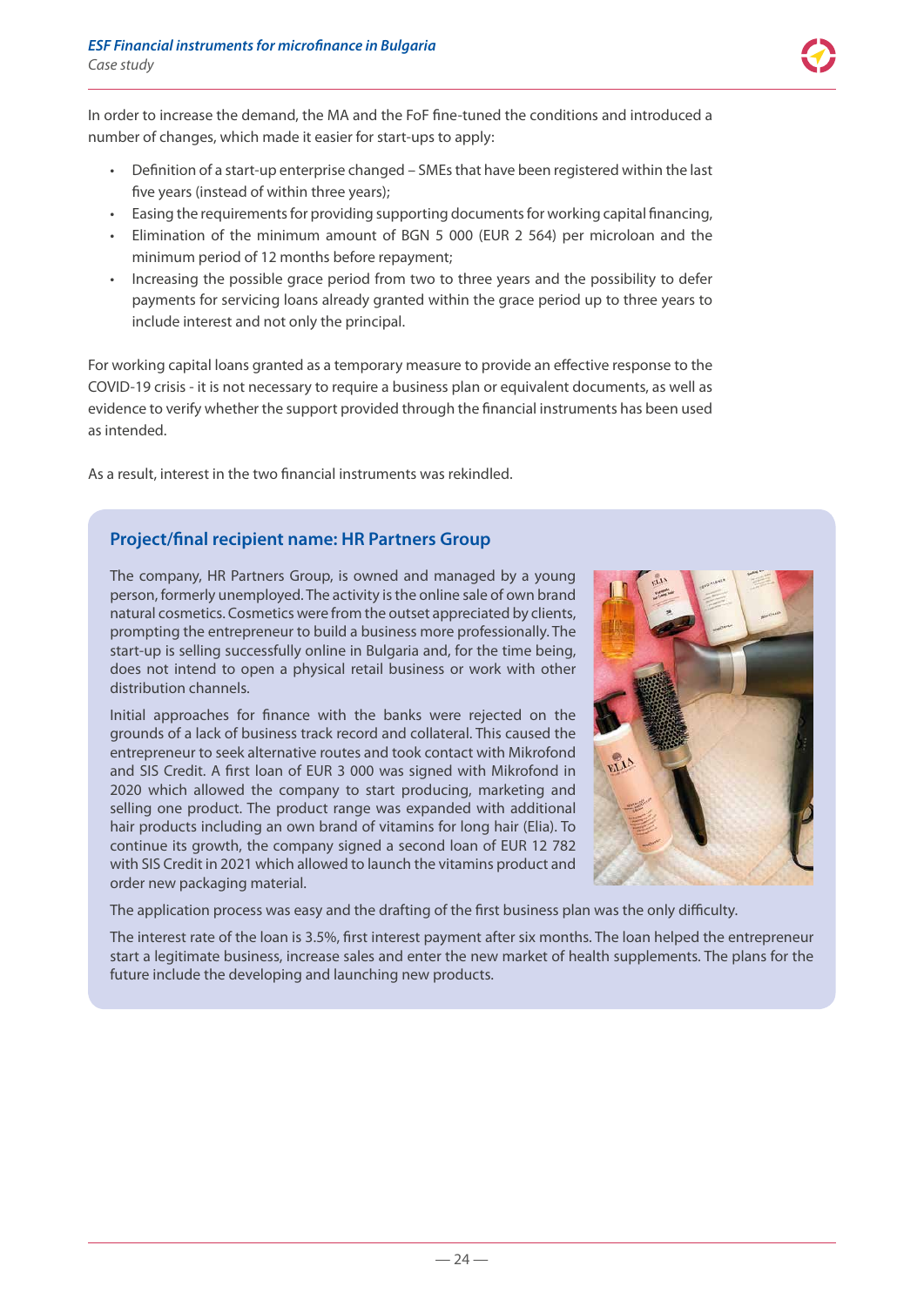In order to increase the demand, the MA and the FoF fine-tuned the conditions and introduced a number of changes, which made it easier for start-ups to apply:

- Definition of a start-up enterprise changed – SMEs that have been registered within the last five years (instead of within three years);
- Easing the requirements for providing supporting documents for working capital financing,
- Elimination of the minimum amount of BGN 5 000 (EUR 2 564) per microloan and the minimum period of 12 months before repayment;
- Increasing the possible grace period from two to three years and the possibility to defer payments for servicing loans already granted within the grace period up to three years to include interest and not only the principal.

For working capital loans granted as a temporary measure to provide an effective response to the COVID-19 crisis - it is not necessary to require a business plan or equivalent documents, as well as evidence to verify whether the support provided through the financial instruments has been used as intended.

As a result, interest in the two financial instruments was rekindled.

## Project/final recipient name: HR Partners Group

The company, HR Partners Group, is owned and managed by a young person, formerly unemployed. The activity is the online sale of own brand natural cosmetics. Cosmetics were from the outset appreciated by clients, prompting the entrepreneur to build a business more professionally. The start-up is selling successfully online in Bulgaria and, for the time being, does not intend to open a physical retail business or work with other distribution channels.

Initial approaches for finance with the banks were rejected on the grounds of a lack of business track record and collateral. This caused the entrepreneur to seek alternative routes and took contact with Mikrofond and SIS Credit. A first loan of EUR 3 000 was signed with Mikrofond in 2020 which allowed the company to start producing, marketing and selling one product. The product range was expanded with additional hair products including an own brand of vitamins for long hair (Elia). To continue its growth, the company signed a second loan of EUR 12 782 with SIS Credit in 2021 which allowed to launch the vitamins product and order new packaging material.

The application process was easy and the drafting of the first business plan was the only difficulty.

The interest rate of the loan is 3.5%, first interest payment after six months. The loan helped the entrepreneur start a legitimate business, increase sales and enter the new market of health supplements. The plans for the future include the developing and launching new products.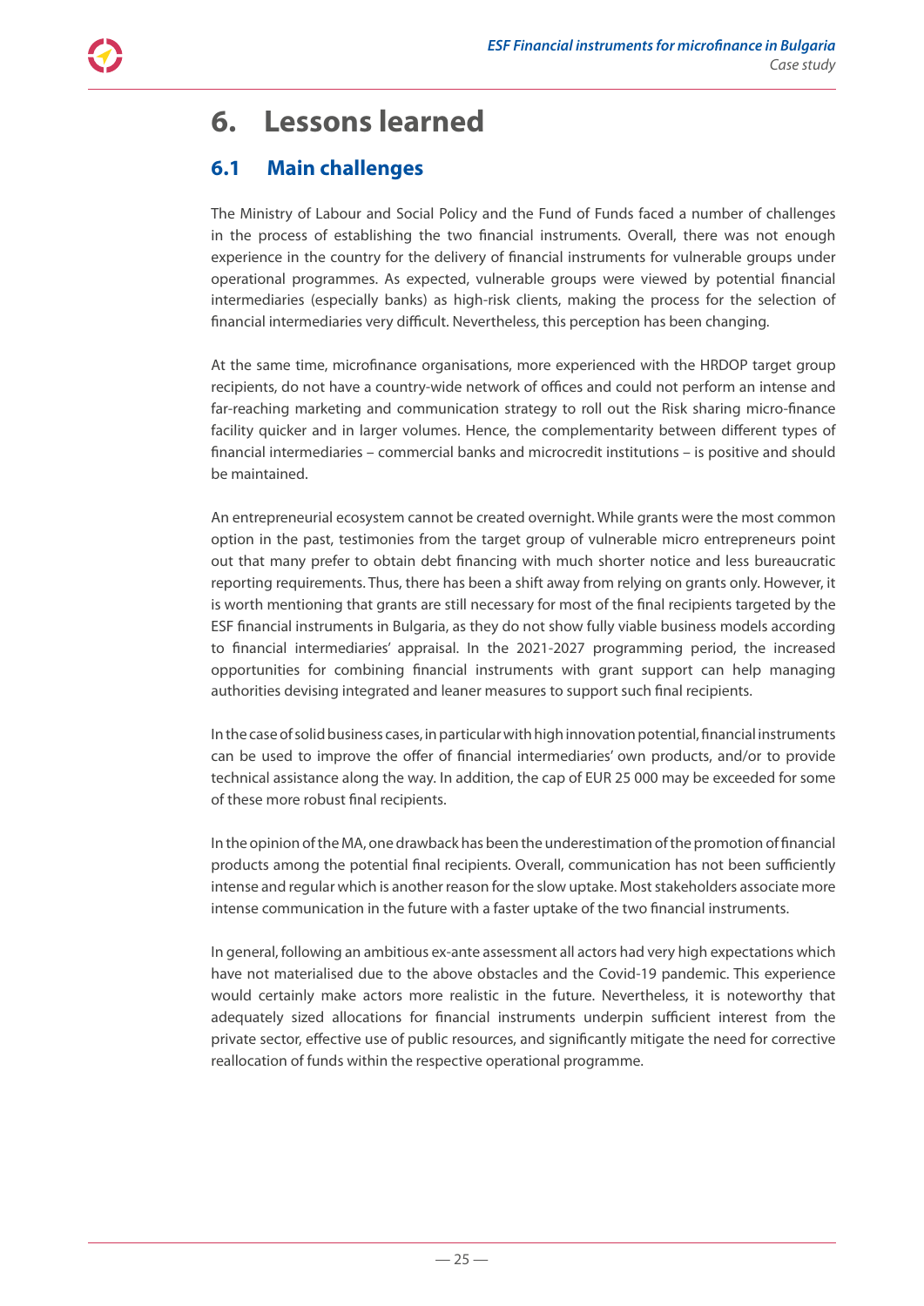# 6. Lessons learned

## 6.1 Main challenges

The Ministry of Labour and Social Policy and the Fund of Funds faced a number of challenges in the process of establishing the two financial instruments. Overall, there was not enough experience in the country for the delivery of financial instruments for vulnerable groups under operational programmes. As expected, vulnerable groups were viewed by potential financial intermediaries (especially banks) as high-risk clients, making the process for the selection of financial intermediaries very difficult. Nevertheless, this perception has been changing.

At the same time, microfinance organisations, more experienced with the HRDOP target group recipients, do not have a country-wide network of offices and could not perform an intense and far-reaching marketing and communication strategy to roll out the Risk sharing micro-finance facility quicker and in larger volumes. Hence, the complementarity between different types of financial intermediaries – commercial banks and microcredit institutions – is positive and should be maintained.

An entrepreneurial ecosystem cannot be created overnight. While grants were the most common option in the past, testimonies from the target group of vulnerable micro entrepreneurs point out that many prefer to obtain debt financing with much shorter notice and less bureaucratic reporting requirements. Thus, there has been a shift away from relying on grants only. However, it is worth mentioning that grants are still necessary for most of the final recipients targeted by the ESF financial instruments in Bulgaria, as they do not show fully viable business models according to financial intermediaries' appraisal. In the 2021-2027 programming period, the increased opportunities for combining financial instruments with grant support can help managing authorities devising integrated and leaner measures to support such final recipients.

In the case of solid business cases, in particular with high innovation potential, financial instruments can be used to improve the offer of financial intermediaries' own products, and/or to provide technical assistance along the way. In addition, the cap of EUR 25 000 may be exceeded for some of these more robust final recipients.

In the opinion of the MA, one drawback has been the underestimation of the promotion of financial products among the potential final recipients. Overall, communication has not been sufficiently intense and regular which is another reason for the slow uptake. Most stakeholders associate more intense communication in the future with a faster uptake of the two financial instruments.

In general, following an ambitious ex-ante assessment all actors had very high expectations which have not materialised due to the above obstacles and the Covid-19 pandemic. This experience would certainly make actors more realistic in the future. Nevertheless, it is noteworthy that adequately sized allocations for financial instruments underpin sufficient interest from the private sector, effective use of public resources, and significantly mitigate the need for corrective reallocation of funds within the respective operational programme.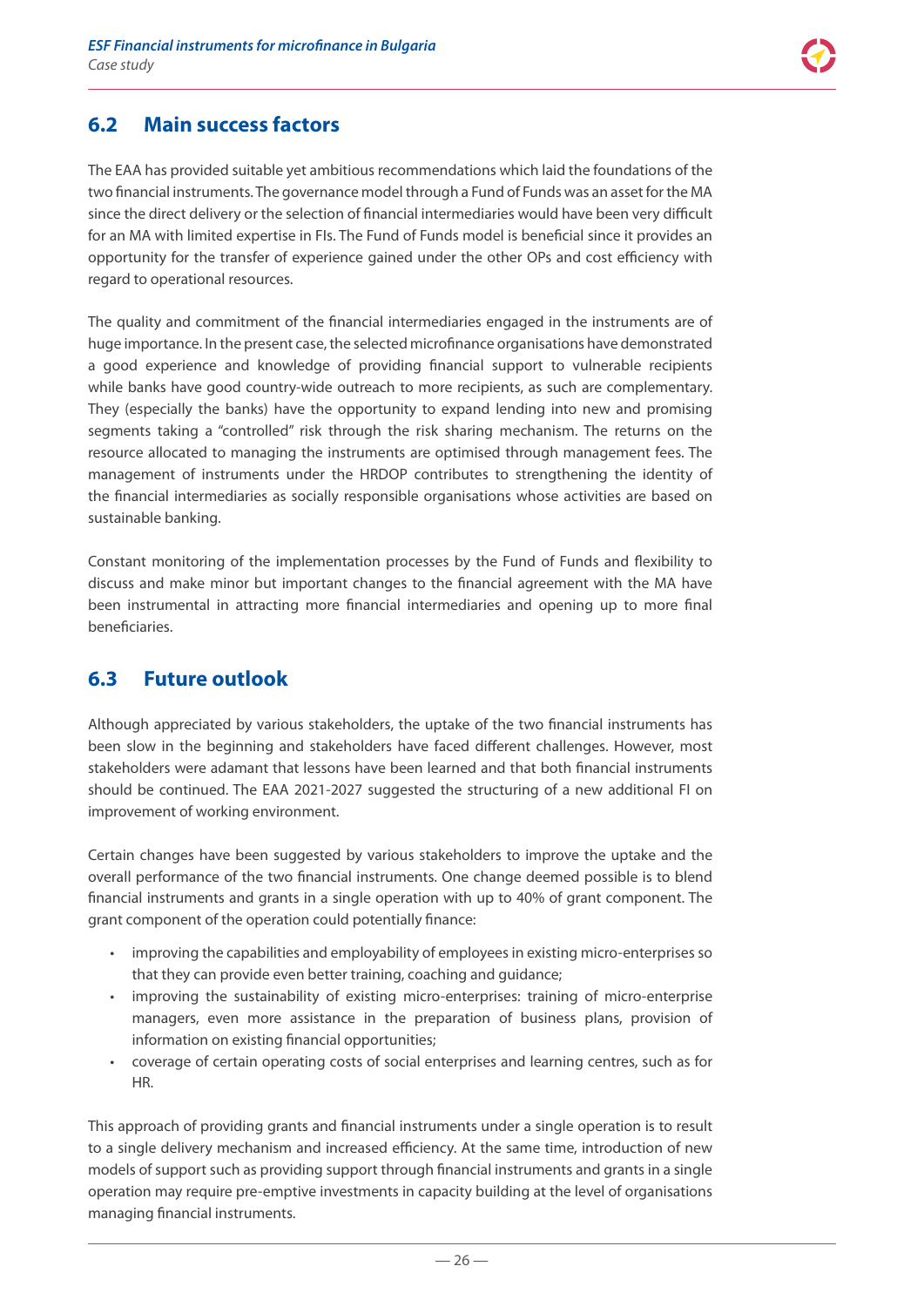## 6.2 Main success factors

The EAA has provided suitable yet ambitious recommendations which laid the foundations of the two financial instruments. The governance model through a Fund of Funds was an asset for the MA since the direct delivery or the selection of financial intermediaries would have been very difficult for an MA with limited expertise in FIs. The Fund of Funds model is beneficial since it provides an opportunity for the transfer of experience gained under the other OPs and cost efficiency with regard to operational resources.

The quality and commitment of the financial intermediaries engaged in the instruments are of huge importance. In the present case, the selected microfinance organisations have demonstrated a good experience and knowledge of providing financial support to vulnerable recipients while banks have good country-wide outreach to more recipients, as such are complementary. They (especially the banks) have the opportunity to expand lending into new and promising segments taking a "controlled" risk through the risk sharing mechanism. The returns on the resource allocated to managing the instruments are optimised through management fees. The management of instruments under the HRDOP contributes to strengthening the identity of the financial intermediaries as socially responsible organisations whose activities are based on sustainable banking.

Constant monitoring of the implementation processes by the Fund of Funds and flexibility to discuss and make minor but important changes to the financial agreement with the MA have been instrumental in attracting more financial intermediaries and opening up to more final beneficiaries.

## 6.3 Future outlook

Although appreciated by various stakeholders, the uptake of the two financial instruments has been slow in the beginning and stakeholders have faced different challenges. However, most stakeholders were adamant that lessons have been learned and that both financial instruments should be continued. The EAA 2021-2027 suggested the structuring of a new additional FI on improvement of working environment.

Certain changes have been suggested by various stakeholders to improve the uptake and the overall performance of the two financial instruments. One change deemed possible is to blend financial instruments and grants in a single operation with up to 40% of grant component. The grant component of the operation could potentially finance:

- improving the capabilities and employability of employees in existing micro-enterprises so that they can provide even better training, coaching and guidance;
- improving the sustainability of existing micro-enterprises: training of micro-enterprise managers, even more assistance in the preparation of business plans, provision of information on existing financial opportunities;
- coverage of certain operating costs of social enterprises and learning centres, such as for HR.

This approach of providing grants and financial instruments under a single operation is to result to a single delivery mechanism and increased efficiency. At the same time, introduction of new models of support such as providing support through financial instruments and grants in a single operation may require pre-emptive investments in capacity building at the level of organisations managing financial instruments.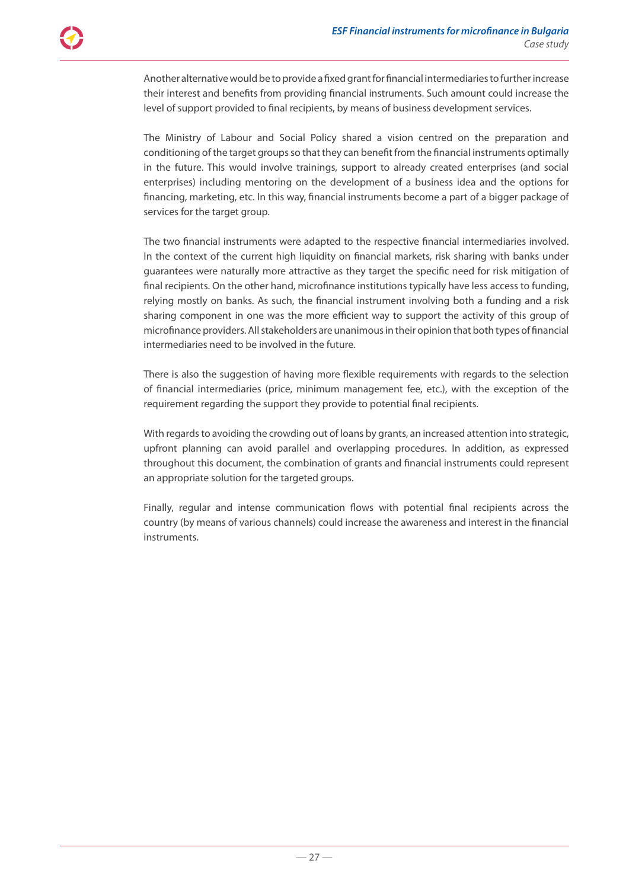Another alternative would be to provide a fixed grant for financial intermediaries to further increase their interest and benefits from providing financial instruments. Such amount could increase the level of support provided to final recipients, by means of business development services.

The Ministry of Labour and Social Policy shared a vision centred on the preparation and conditioning of the target groups so that they can benefit from the financial instruments optimally in the future. This would involve trainings, support to already created enterprises (and social enterprises) including mentoring on the development of a business idea and the options for financing, marketing, etc. In this way, financial instruments become a part of a bigger package of services for the target group.

The two financial instruments were adapted to the respective financial intermediaries involved. In the context of the current high liquidity on financial markets, risk sharing with banks under guarantees were naturally more attractive as they target the specific need for risk mitigation of final recipients. On the other hand, microfinance institutions typically have less access to funding, relying mostly on banks. As such, the financial instrument involving both a funding and a risk sharing component in one was the more efficient way to support the activity of this group of microfinance providers. All stakeholders are unanimous in their opinion that both types of financial intermediaries need to be involved in the future.

There is also the suggestion of having more flexible requirements with regards to the selection of financial intermediaries (price, minimum management fee, etc.), with the exception of the requirement regarding the support they provide to potential final recipients.

With regards to avoiding the crowding out of loans by grants, an increased attention into strategic, upfront planning can avoid parallel and overlapping procedures. In addition, as expressed throughout this document, the combination of grants and financial instruments could represent an appropriate solution for the targeted groups.

Finally, regular and intense communication flows with potential final recipients across the country (by means of various channels) could increase the awareness and interest in the financial instruments.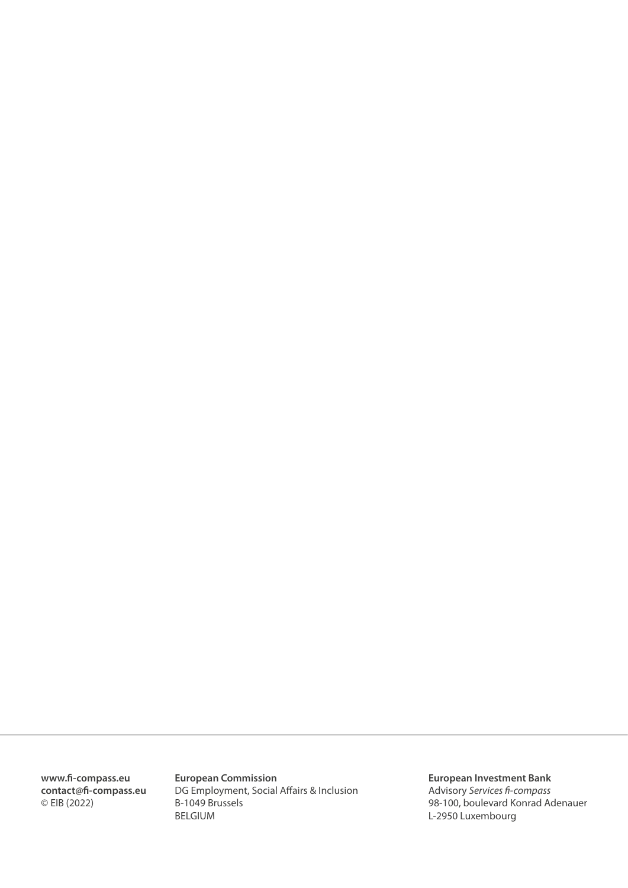**www.fi-compass.eu**
**contact@fi-compass.eu**
© EIB (2022)

**European Commission**
DG Employment, Social Affairs & Inclusion
B-1049 Brussels
BELGIUM

**European Investment Bank**
Advisory *Services fi-compass*
98-100, boulevard Konrad Adenauer
L-2950 Luxembourg